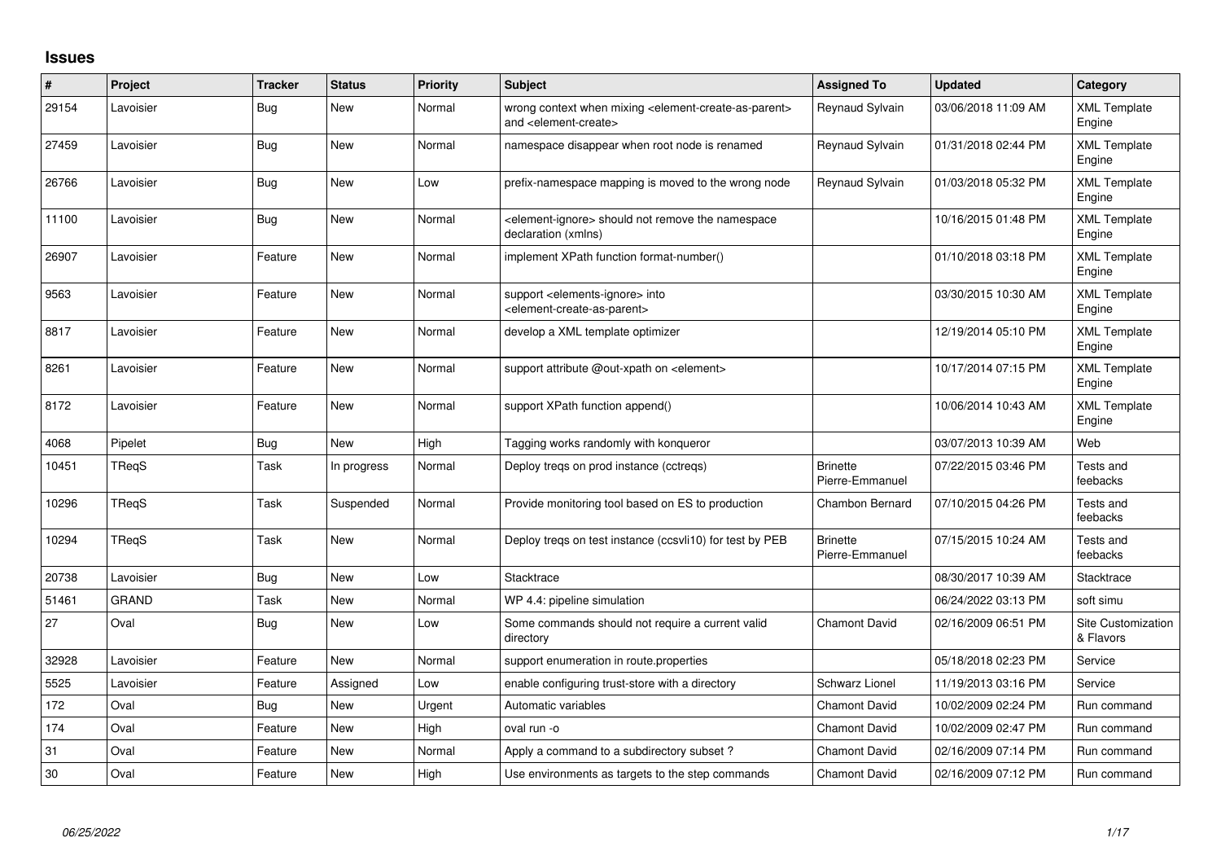## Issues

| # | Project | Tracker | Status | Priority | Subject | Assigned To | Updated | Category |
|---|---|---|---|---|---|---|---|---|
| 29154 | Lavoisier | Bug | New | Normal | wrong context when mixing <element-create-as-parent> and <element-create> | Reynaud Sylvain | 03/06/2018 11:09 AM | XML Template Engine |
| 27459 | Lavoisier | Bug | New | Normal | namespace disappear when root node is renamed | Reynaud Sylvain | 01/31/2018 02:44 PM | XML Template Engine |
| 26766 | Lavoisier | Bug | New | Low | prefix-namespace mapping is moved to the wrong node | Reynaud Sylvain | 01/03/2018 05:32 PM | XML Template Engine |
| 11100 | Lavoisier | Bug | New | Normal | <element-ignore> should not remove the namespace declaration (xmlns) | | 10/16/2015 01:48 PM | XML Template Engine |
| 26907 | Lavoisier | Feature | New | Normal | implement XPath function format-number() | | 01/10/2018 03:18 PM | XML Template Engine |
| 9563 | Lavoisier | Feature | New | Normal | support <elements-ignore> into <element-create-as-parent> | | 03/30/2015 10:30 AM | XML Template Engine |
| 8817 | Lavoisier | Feature | New | Normal | develop a XML template optimizer | | 12/19/2014 05:10 PM | XML Template Engine |
| 8261 | Lavoisier | Feature | New | Normal | support attribute @out-xpath on <element> | | 10/17/2014 07:15 PM | XML Template Engine |
| 8172 | Lavoisier | Feature | New | Normal | support XPath function append() | | 10/06/2014 10:43 AM | XML Template Engine |
| 4068 | Pipelet | Bug | New | High | Tagging works randomly with konqueror | | 03/07/2013 10:39 AM | Web |
| 10451 | TReqS | Task | In progress | Normal | Deploy treqs on prod instance (cctreqs) | Brinette Pierre-Emmanuel | 07/22/2015 03:46 PM | Tests and feebacks |
| 10296 | TReqS | Task | Suspended | Normal | Provide monitoring tool based on ES to production | Chambon Bernard | 07/10/2015 04:26 PM | Tests and feebacks |
| 10294 | TReqS | Task | New | Normal | Deploy treqs on test instance (ccsvli10) for test by PEB | Brinette Pierre-Emmanuel | 07/15/2015 10:24 AM | Tests and feebacks |
| 20738 | Lavoisier | Bug | New | Low | Stacktrace | | 08/30/2017 10:39 AM | Stacktrace |
| 51461 | GRAND | Task | New | Normal | WP 4.4: pipeline simulation | | 06/24/2022 03:13 PM | soft simu |
| 27 | Oval | Bug | New | Low | Some commands should not require a current valid directory | Chamont David | 02/16/2009 06:51 PM | Site Customization & Flavors |
| 32928 | Lavoisier | Feature | New | Normal | support enumeration in route.properties | | 05/18/2018 02:23 PM | Service |
| 5525 | Lavoisier | Feature | Assigned | Low | enable configuring trust-store with a directory | Schwarz Lionel | 11/19/2013 03:16 PM | Service |
| 172 | Oval | Bug | New | Urgent | Automatic variables | Chamont David | 10/02/2009 02:24 PM | Run command |
| 174 | Oval | Feature | New | High | oval run -o | Chamont David | 10/02/2009 02:47 PM | Run command |
| 31 | Oval | Feature | New | Normal | Apply a command to a subdirectory subset ? | Chamont David | 02/16/2009 07:14 PM | Run command |
| 30 | Oval | Feature | New | High | Use environments as targets to the step commands | Chamont David | 02/16/2009 07:12 PM | Run command |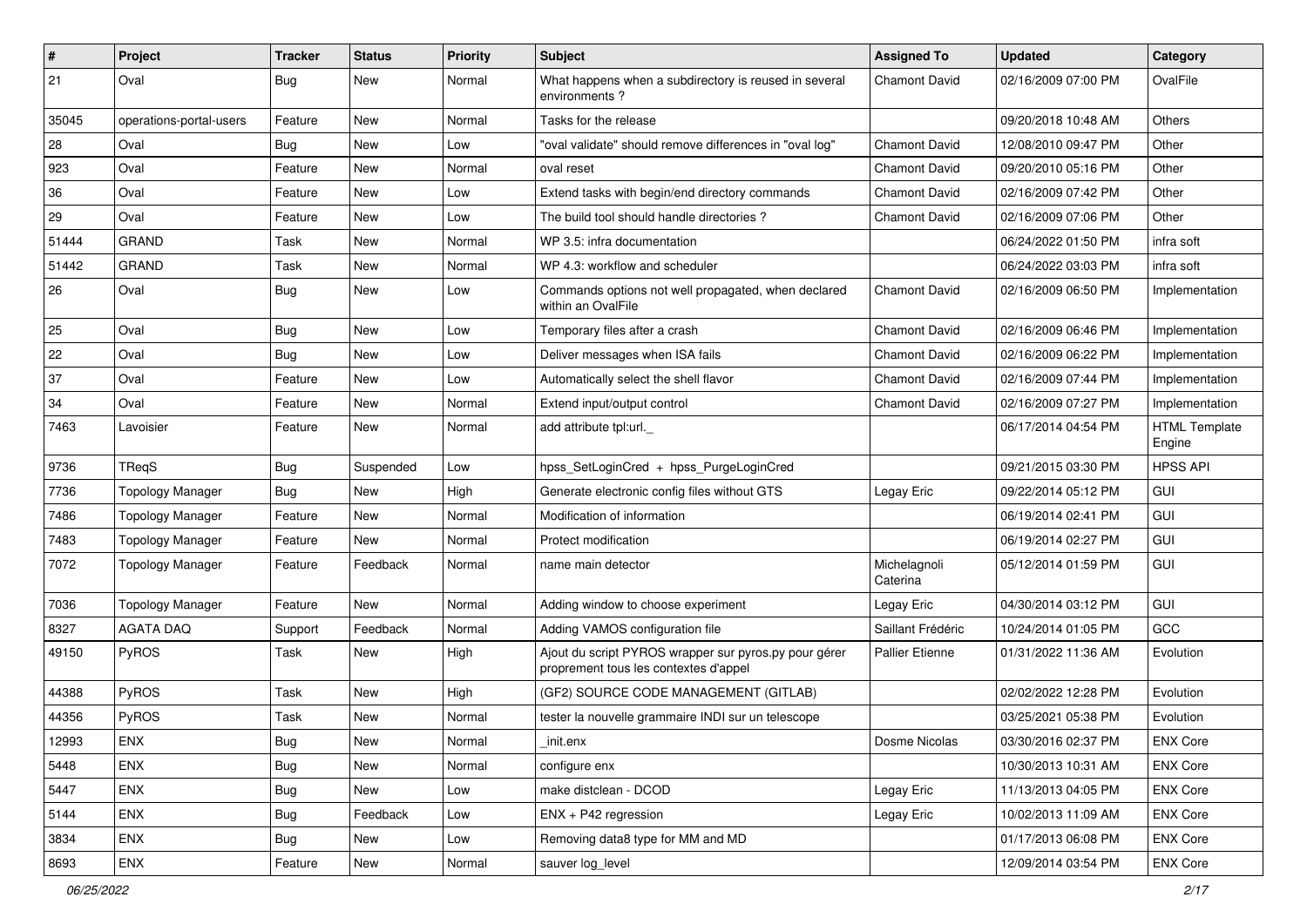| # | Project | Tracker | Status | Priority | Subject | Assigned To | Updated | Category |
|---|---|---|---|---|---|---|---|---|
| 21 | Oval | Bug | New | Normal | What happens when a subdirectory is reused in several environments ? | Chamont David | 02/16/2009 07:00 PM | OvalFile |
| 35045 | operations-portal-users | Feature | New | Normal | Tasks for the release | | 09/20/2018 10:48 AM | Others |
| 28 | Oval | Bug | New | Low | "oval validate" should remove differences in "oval log" | Chamont David | 12/08/2010 09:47 PM | Other |
| 923 | Oval | Feature | New | Normal | oval reset | Chamont David | 09/20/2010 05:16 PM | Other |
| 36 | Oval | Feature | New | Low | Extend tasks with begin/end directory commands | Chamont David | 02/16/2009 07:42 PM | Other |
| 29 | Oval | Feature | New | Low | The build tool should handle directories ? | Chamont David | 02/16/2009 07:06 PM | Other |
| 51444 | GRAND | Task | New | Normal | WP 3.5: infra documentation | | 06/24/2022 01:50 PM | infra soft |
| 51442 | GRAND | Task | New | Normal | WP 4.3: workflow and scheduler | | 06/24/2022 03:03 PM | infra soft |
| 26 | Oval | Bug | New | Low | Commands options not well propagated, when declared within an OvalFile | Chamont David | 02/16/2009 06:50 PM | Implementation |
| 25 | Oval | Bug | New | Low | Temporary files after a crash | Chamont David | 02/16/2009 06:46 PM | Implementation |
| 22 | Oval | Bug | New | Low | Deliver messages when ISA fails | Chamont David | 02/16/2009 06:22 PM | Implementation |
| 37 | Oval | Feature | New | Low | Automatically select the shell flavor | Chamont David | 02/16/2009 07:44 PM | Implementation |
| 34 | Oval | Feature | New | Normal | Extend input/output control | Chamont David | 02/16/2009 07:27 PM | Implementation |
| 7463 | Lavoisier | Feature | New | Normal | add attribute tpl:url._ | | 06/17/2014 04:54 PM | HTML Template Engine |
| 9736 | TReqS | Bug | Suspended | Low | hpss_SetLoginCred + hpss_PurgeLoginCred | | 09/21/2015 03:30 PM | HPSS API |
| 7736 | Topology Manager | Bug | New | High | Generate electronic config files without GTS | Legay Eric | 09/22/2014 05:12 PM | GUI |
| 7486 | Topology Manager | Feature | New | Normal | Modification of information | | 06/19/2014 02:41 PM | GUI |
| 7483 | Topology Manager | Feature | New | Normal | Protect modification | | 06/19/2014 02:27 PM | GUI |
| 7072 | Topology Manager | Feature | Feedback | Normal | name main detector | Michelagnoli Caterina | 05/12/2014 01:59 PM | GUI |
| 7036 | Topology Manager | Feature | New | Normal | Adding window to choose experiment | Legay Eric | 04/30/2014 03:12 PM | GUI |
| 8327 | AGATA DAQ | Support | Feedback | Normal | Adding VAMOS configuration file | Saillant Frédéric | 10/24/2014 01:05 PM | GCC |
| 49150 | PyROS | Task | New | High | Ajout du script PYROS wrapper sur pyros.py pour gérer proprement tous les contextes d'appel | Pallier Etienne | 01/31/2022 11:36 AM | Evolution |
| 44388 | PyROS | Task | New | High | (GF2) SOURCE CODE MANAGEMENT (GITLAB) | | 02/02/2022 12:28 PM | Evolution |
| 44356 | PyROS | Task | New | Normal | tester la nouvelle grammaire INDI sur un telescope | | 03/25/2021 05:38 PM | Evolution |
| 12993 | ENX | Bug | New | Normal | _init.enx | Dosme Nicolas | 03/30/2016 02:37 PM | ENX Core |
| 5448 | ENX | Bug | New | Normal | configure enx | | 10/30/2013 10:31 AM | ENX Core |
| 5447 | ENX | Bug | New | Low | make distclean - DCOD | Legay Eric | 11/13/2013 04:05 PM | ENX Core |
| 5144 | ENX | Bug | Feedback | Low | ENX + P42 regression | Legay Eric | 10/02/2013 11:09 AM | ENX Core |
| 3834 | ENX | Bug | New | Low | Removing data8 type for MM and MD | | 01/17/2013 06:08 PM | ENX Core |
| 8693 | ENX | Feature | New | Normal | sauver log_level | | 12/09/2014 03:54 PM | ENX Core |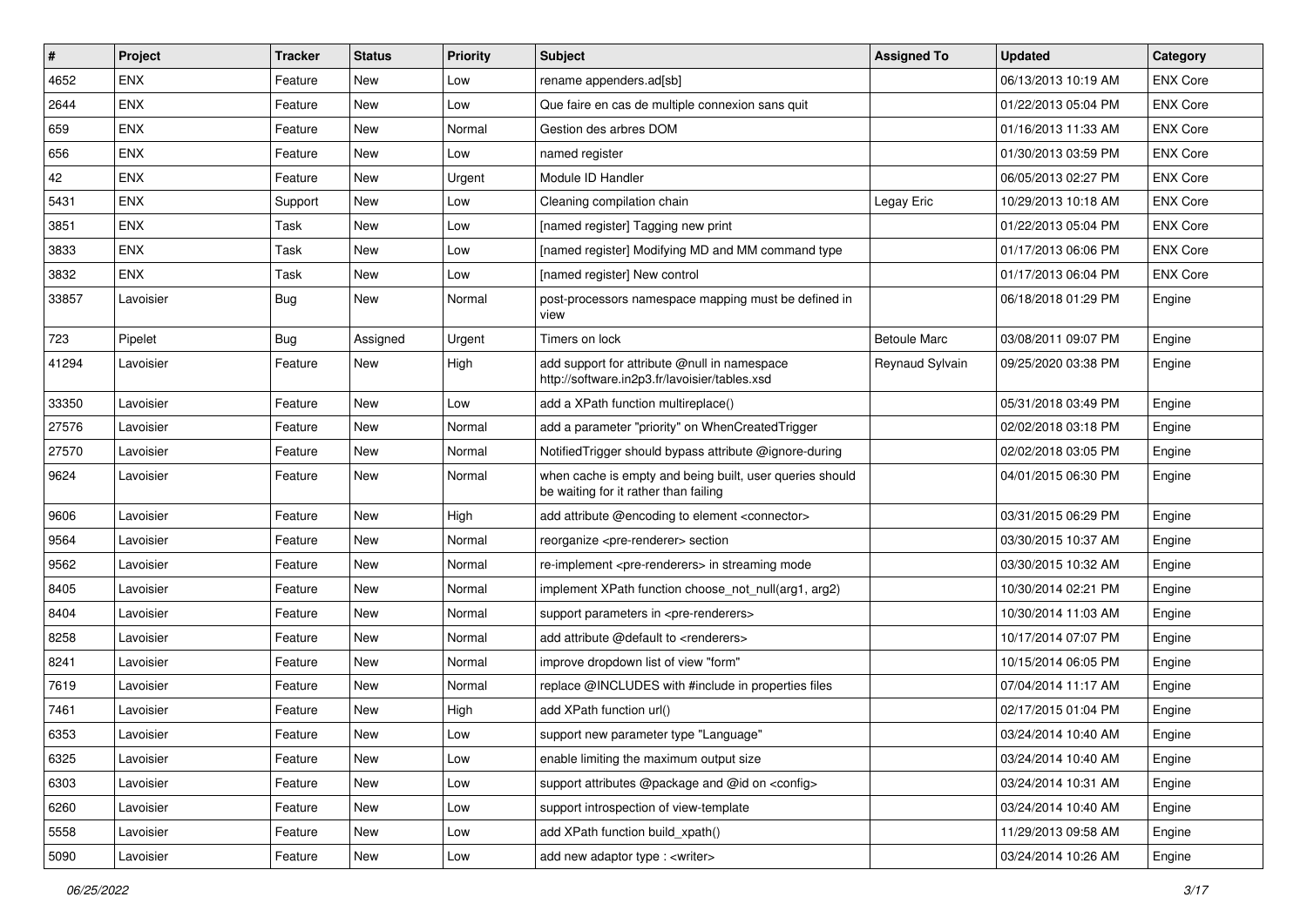| # | Project | Tracker | Status | Priority | Subject | Assigned To | Updated | Category |
|---|---|---|---|---|---|---|---|---|
| 4652 | ENX | Feature | New | Low | rename appenders.ad[sb] | | 06/13/2013 10:19 AM | ENX Core |
| 2644 | ENX | Feature | New | Low | Que faire en cas de multiple connexion sans quit | | 01/22/2013 05:04 PM | ENX Core |
| 659 | ENX | Feature | New | Normal | Gestion des arbres DOM | | 01/16/2013 11:33 AM | ENX Core |
| 656 | ENX | Feature | New | Low | named register | | 01/30/2013 03:59 PM | ENX Core |
| 42 | ENX | Feature | New | Urgent | Module ID Handler | | 06/05/2013 02:27 PM | ENX Core |
| 5431 | ENX | Support | New | Low | Cleaning compilation chain | Legay Eric | 10/29/2013 10:18 AM | ENX Core |
| 3851 | ENX | Task | New | Low | [named register] Tagging new print | | 01/22/2013 05:04 PM | ENX Core |
| 3833 | ENX | Task | New | Low | [named register] Modifying MD and MM command type | | 01/17/2013 06:06 PM | ENX Core |
| 3832 | ENX | Task | New | Low | [named register] New control | | 01/17/2013 06:04 PM | ENX Core |
| 33857 | Lavoisier | Bug | New | Normal | post-processors namespace mapping must be defined in view | | 06/18/2018 01:29 PM | Engine |
| 723 | Pipelet | Bug | Assigned | Urgent | Timers on lock | Betoule Marc | 03/08/2011 09:07 PM | Engine |
| 41294 | Lavoisier | Feature | New | High | add support for attribute @null in namespace http://software.in2p3.fr/lavoisier/tables.xsd | Reynaud Sylvain | 09/25/2020 03:38 PM | Engine |
| 33350 | Lavoisier | Feature | New | Low | add a XPath function multireplace() | | 05/31/2018 03:49 PM | Engine |
| 27576 | Lavoisier | Feature | New | Normal | add a parameter "priority" on WhenCreatedTrigger | | 02/02/2018 03:18 PM | Engine |
| 27570 | Lavoisier | Feature | New | Normal | NotifiedTrigger should bypass attribute @ignore-during | | 02/02/2018 03:05 PM | Engine |
| 9624 | Lavoisier | Feature | New | Normal | when cache is empty and being built, user queries should be waiting for it rather than failing | | 04/01/2015 06:30 PM | Engine |
| 9606 | Lavoisier | Feature | New | High | add attribute @encoding to element <connector> | | 03/31/2015 06:29 PM | Engine |
| 9564 | Lavoisier | Feature | New | Normal | reorganize <pre-renderer> section | | 03/30/2015 10:37 AM | Engine |
| 9562 | Lavoisier | Feature | New | Normal | re-implement <pre-renderers> in streaming mode | | 03/30/2015 10:32 AM | Engine |
| 8405 | Lavoisier | Feature | New | Normal | implement XPath function choose_not_null(arg1, arg2) | | 10/30/2014 02:21 PM | Engine |
| 8404 | Lavoisier | Feature | New | Normal | support parameters in <pre-renderers> | | 10/30/2014 11:03 AM | Engine |
| 8258 | Lavoisier | Feature | New | Normal | add attribute @default to <renderers> | | 10/17/2014 07:07 PM | Engine |
| 8241 | Lavoisier | Feature | New | Normal | improve dropdown list of view "form" | | 10/15/2014 06:05 PM | Engine |
| 7619 | Lavoisier | Feature | New | Normal | replace @INCLUDES with #include in properties files | | 07/04/2014 11:17 AM | Engine |
| 7461 | Lavoisier | Feature | New | High | add XPath function url() | | 02/17/2015 01:04 PM | Engine |
| 6353 | Lavoisier | Feature | New | Low | support new parameter type "Language" | | 03/24/2014 10:40 AM | Engine |
| 6325 | Lavoisier | Feature | New | Low | enable limiting the maximum output size | | 03/24/2014 10:40 AM | Engine |
| 6303 | Lavoisier | Feature | New | Low | support attributes @package and @id on <config> | | 03/24/2014 10:31 AM | Engine |
| 6260 | Lavoisier | Feature | New | Low | support introspection of view-template | | 03/24/2014 10:40 AM | Engine |
| 5558 | Lavoisier | Feature | New | Low | add XPath function build_xpath() | | 11/29/2013 09:58 AM | Engine |
| 5090 | Lavoisier | Feature | New | Low | add new adaptor type : <writer> | | 03/24/2014 10:26 AM | Engine |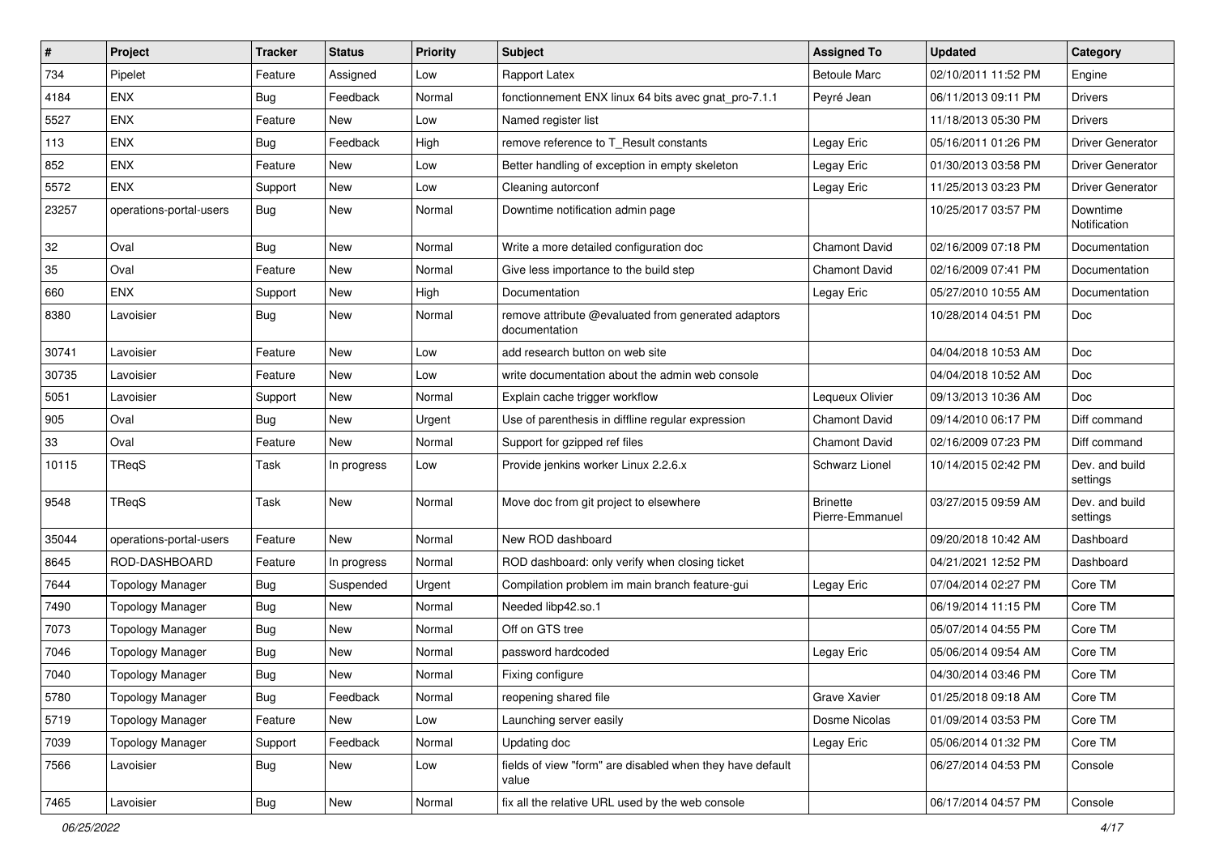| # | Project | Tracker | Status | Priority | Subject | Assigned To | Updated | Category |
|---|---|---|---|---|---|---|---|---|
| 734 | Pipelet | Feature | Assigned | Low | Rapport Latex | Betoule Marc | 02/10/2011 11:52 PM | Engine |
| 4184 | ENX | Bug | Feedback | Normal | fonctionnement ENX linux 64 bits avec gnat_pro-7.1.1 | Peyré Jean | 06/11/2013 09:11 PM | Drivers |
| 5527 | ENX | Feature | New | Low | Named register list | | 11/18/2013 05:30 PM | Drivers |
| 113 | ENX | Bug | Feedback | High | remove reference to T_Result constants | Legay Eric | 05/16/2011 01:26 PM | Driver Generator |
| 852 | ENX | Feature | New | Low | Better handling of exception in empty skeleton | Legay Eric | 01/30/2013 03:58 PM | Driver Generator |
| 5572 | ENX | Support | New | Low | Cleaning autorconf | Legay Eric | 11/25/2013 03:23 PM | Driver Generator |
| 23257 | operations-portal-users | Bug | New | Normal | Downtime notification admin page | | 10/25/2017 03:57 PM | Downtime Notification |
| 32 | Oval | Bug | New | Normal | Write a more detailed configuration doc | Chamont David | 02/16/2009 07:18 PM | Documentation |
| 35 | Oval | Feature | New | Normal | Give less importance to the build step | Chamont David | 02/16/2009 07:41 PM | Documentation |
| 660 | ENX | Support | New | High | Documentation | Legay Eric | 05/27/2010 10:55 AM | Documentation |
| 8380 | Lavoisier | Bug | New | Normal | remove attribute @evaluated from generated adaptors documentation | | 10/28/2014 04:51 PM | Doc |
| 30741 | Lavoisier | Feature | New | Low | add research button on web site | | 04/04/2018 10:53 AM | Doc |
| 30735 | Lavoisier | Feature | New | Low | write documentation about the admin web console | | 04/04/2018 10:52 AM | Doc |
| 5051 | Lavoisier | Support | New | Normal | Explain cache trigger workflow | Lequeux Olivier | 09/13/2013 10:36 AM | Doc |
| 905 | Oval | Bug | New | Urgent | Use of parenthesis in diffline regular expression | Chamont David | 09/14/2010 06:17 PM | Diff command |
| 33 | Oval | Feature | New | Normal | Support for gzipped ref files | Chamont David | 02/16/2009 07:23 PM | Diff command |
| 10115 | TReqS | Task | In progress | Low | Provide jenkins worker Linux 2.2.6.x | Schwarz Lionel | 10/14/2015 02:42 PM | Dev. and build settings |
| 9548 | TReqS | Task | New | Normal | Move doc from git project to elsewhere | Brinette Pierre-Emmanuel | 03/27/2015 09:59 AM | Dev. and build settings |
| 35044 | operations-portal-users | Feature | New | Normal | New ROD dashboard | | 09/20/2018 10:42 AM | Dashboard |
| 8645 | ROD-DASHBOARD | Feature | In progress | Normal | ROD dashboard: only verify when closing ticket | | 04/21/2021 12:52 PM | Dashboard |
| 7644 | Topology Manager | Bug | Suspended | Urgent | Compilation problem im main branch feature-gui | Legay Eric | 07/04/2014 02:27 PM | Core TM |
| 7490 | Topology Manager | Bug | New | Normal | Needed libp42.so.1 | | 06/19/2014 11:15 PM | Core TM |
| 7073 | Topology Manager | Bug | New | Normal | Off on GTS tree | | 05/07/2014 04:55 PM | Core TM |
| 7046 | Topology Manager | Bug | New | Normal | password hardcoded | Legay Eric | 05/06/2014 09:54 AM | Core TM |
| 7040 | Topology Manager | Bug | New | Normal | Fixing configure | | 04/30/2014 03:46 PM | Core TM |
| 5780 | Topology Manager | Bug | Feedback | Normal | reopening shared file | Grave Xavier | 01/25/2018 09:18 AM | Core TM |
| 5719 | Topology Manager | Feature | New | Low | Launching server easily | Dosme Nicolas | 01/09/2014 03:53 PM | Core TM |
| 7039 | Topology Manager | Support | Feedback | Normal | Updating doc | Legay Eric | 05/06/2014 01:32 PM | Core TM |
| 7566 | Lavoisier | Bug | New | Low | fields of view "form" are disabled when they have default value | | 06/27/2014 04:53 PM | Console |
| 7465 | Lavoisier | Bug | New | Normal | fix all the relative URL used by the web console | | 06/17/2014 04:57 PM | Console |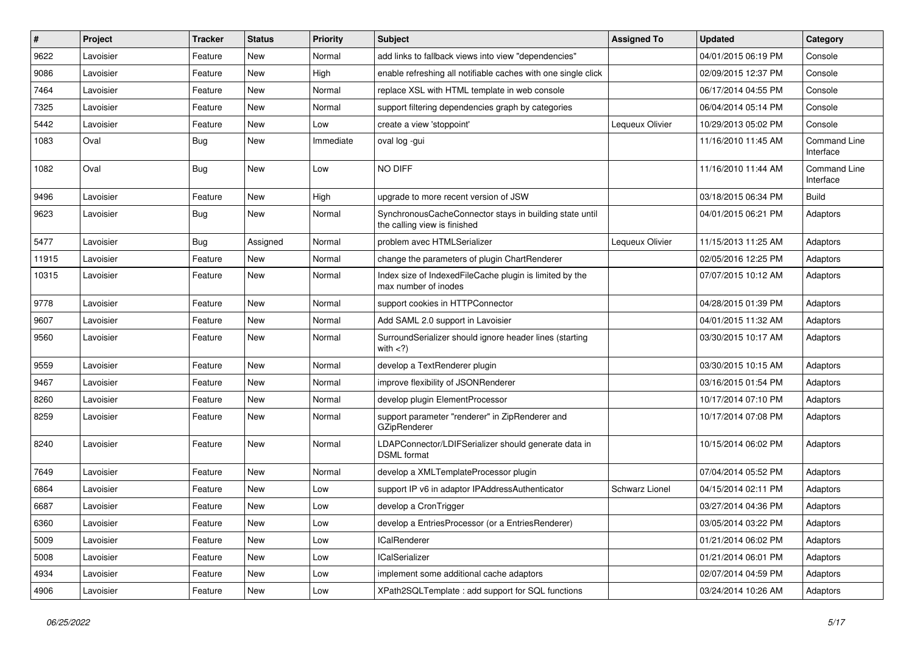| # | Project | Tracker | Status | Priority | Subject | Assigned To | Updated | Category |
|---|---|---|---|---|---|---|---|---|
| 9622 | Lavoisier | Feature | New | Normal | add links to fallback views into view "dependencies" | | 04/01/2015 06:19 PM | Console |
| 9086 | Lavoisier | Feature | New | High | enable refreshing all notifiable caches with one single click | | 02/09/2015 12:37 PM | Console |
| 7464 | Lavoisier | Feature | New | Normal | replace XSL with HTML template in web console | | 06/17/2014 04:55 PM | Console |
| 7325 | Lavoisier | Feature | New | Normal | support filtering dependencies graph by categories | | 06/04/2014 05:14 PM | Console |
| 5442 | Lavoisier | Feature | New | Low | create a view 'stoppoint' | Lequeux Olivier | 10/29/2013 05:02 PM | Console |
| 1083 | Oval | Bug | New | Immediate | oval log -gui | | 11/16/2010 11:45 AM | Command Line Interface |
| 1082 | Oval | Bug | New | Low | NO DIFF | | 11/16/2010 11:44 AM | Command Line Interface |
| 9496 | Lavoisier | Feature | New | High | upgrade to more recent version of JSW | | 03/18/2015 06:34 PM | Build |
| 9623 | Lavoisier | Bug | New | Normal | SynchronousCacheConnector stays in building state until the calling view is finished | | 04/01/2015 06:21 PM | Adaptors |
| 5477 | Lavoisier | Bug | Assigned | Normal | problem avec HTMLSerializer | Lequeux Olivier | 11/15/2013 11:25 AM | Adaptors |
| 11915 | Lavoisier | Feature | New | Normal | change the parameters of plugin ChartRenderer | | 02/05/2016 12:25 PM | Adaptors |
| 10315 | Lavoisier | Feature | New | Normal | Index size of IndexedFileCache plugin is limited by the max number of inodes | | 07/07/2015 10:12 AM | Adaptors |
| 9778 | Lavoisier | Feature | New | Normal | support cookies in HTTPConnector | | 04/28/2015 01:39 PM | Adaptors |
| 9607 | Lavoisier | Feature | New | Normal | Add SAML 2.0 support in Lavoisier | | 04/01/2015 11:32 AM | Adaptors |
| 9560 | Lavoisier | Feature | New | Normal | SurroundSerializer should ignore header lines (starting with <?) | | 03/30/2015 10:17 AM | Adaptors |
| 9559 | Lavoisier | Feature | New | Normal | develop a TextRenderer plugin | | 03/30/2015 10:15 AM | Adaptors |
| 9467 | Lavoisier | Feature | New | Normal | improve flexibility of JSONRenderer | | 03/16/2015 01:54 PM | Adaptors |
| 8260 | Lavoisier | Feature | New | Normal | develop plugin ElementProcessor | | 10/17/2014 07:10 PM | Adaptors |
| 8259 | Lavoisier | Feature | New | Normal | support parameter "renderer" in ZipRenderer and GZipRenderer | | 10/17/2014 07:08 PM | Adaptors |
| 8240 | Lavoisier | Feature | New | Normal | LDAPConnector/LDIFSerializer should generate data in DSML format | | 10/15/2014 06:02 PM | Adaptors |
| 7649 | Lavoisier | Feature | New | Normal | develop a XMLTemplateProcessor plugin | | 07/04/2014 05:52 PM | Adaptors |
| 6864 | Lavoisier | Feature | New | Low | support IP v6 in adaptor IPAddressAuthenticator | Schwarz Lionel | 04/15/2014 02:11 PM | Adaptors |
| 6687 | Lavoisier | Feature | New | Low | develop a CronTrigger | | 03/27/2014 04:36 PM | Adaptors |
| 6360 | Lavoisier | Feature | New | Low | develop a EntriesProcessor (or a EntriesRenderer) | | 03/05/2014 03:22 PM | Adaptors |
| 5009 | Lavoisier | Feature | New | Low | ICalRenderer | | 01/21/2014 06:02 PM | Adaptors |
| 5008 | Lavoisier | Feature | New | Low | ICalSerializer | | 01/21/2014 06:01 PM | Adaptors |
| 4934 | Lavoisier | Feature | New | Low | implement some additional cache adaptors | | 02/07/2014 04:59 PM | Adaptors |
| 4906 | Lavoisier | Feature | New | Low | XPath2SQLTemplate : add support for SQL functions | | 03/24/2014 10:26 AM | Adaptors |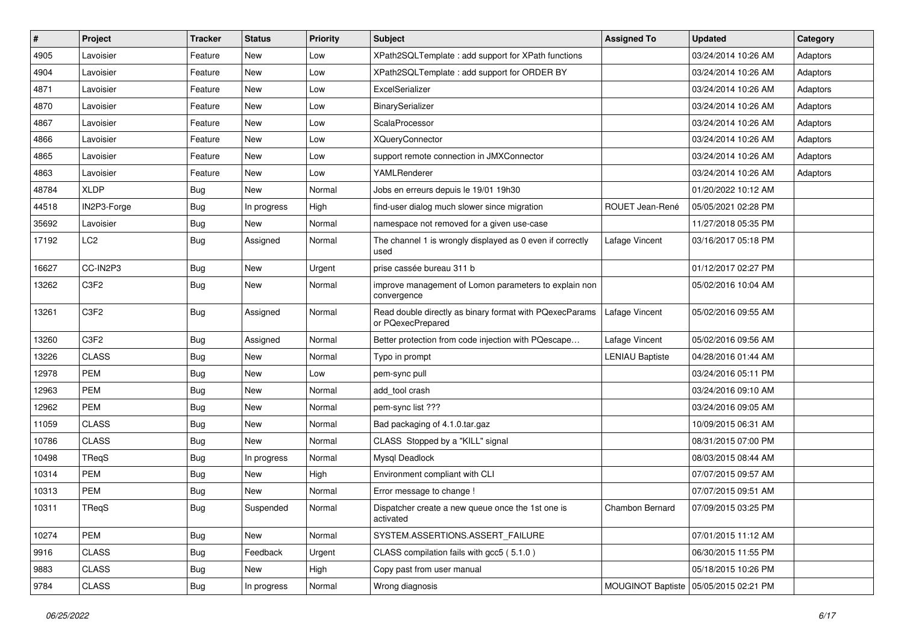| # | Project | Tracker | Status | Priority | Subject | Assigned To | Updated | Category |
|---|---|---|---|---|---|---|---|---|
| 4905 | Lavoisier | Feature | New | Low | XPath2SQLTemplate : add support for XPath functions | | 03/24/2014 10:26 AM | Adaptors |
| 4904 | Lavoisier | Feature | New | Low | XPath2SQLTemplate : add support for ORDER BY | | 03/24/2014 10:26 AM | Adaptors |
| 4871 | Lavoisier | Feature | New | Low | ExcelSerializer | | 03/24/2014 10:26 AM | Adaptors |
| 4870 | Lavoisier | Feature | New | Low | BinarySerializer | | 03/24/2014 10:26 AM | Adaptors |
| 4867 | Lavoisier | Feature | New | Low | ScalaProcessor | | 03/24/2014 10:26 AM | Adaptors |
| 4866 | Lavoisier | Feature | New | Low | XQueryConnector | | 03/24/2014 10:26 AM | Adaptors |
| 4865 | Lavoisier | Feature | New | Low | support remote connection in JMXConnector | | 03/24/2014 10:26 AM | Adaptors |
| 4863 | Lavoisier | Feature | New | Low | YAMLRenderer | | 03/24/2014 10:26 AM | Adaptors |
| 48784 | XLDP | Bug | New | Normal | Jobs en erreurs depuis le 19/01 19h30 | | 01/20/2022 10:12 AM | |
| 44518 | IN2P3-Forge | Bug | In progress | High | find-user dialog much slower since migration | ROUET Jean-René | 05/05/2021 02:28 PM | |
| 35692 | Lavoisier | Bug | New | Normal | namespace not removed for a given use-case | | 11/27/2018 05:35 PM | |
| 17192 | LC2 | Bug | Assigned | Normal | The channel 1 is wrongly displayed as 0 even if correctly used | Lafage Vincent | 03/16/2017 05:18 PM | |
| 16627 | CC-IN2P3 | Bug | New | Urgent | prise cassée bureau 311 b | | 01/12/2017 02:27 PM | |
| 13262 | C3F2 | Bug | New | Normal | improve management of Lomon parameters to explain non convergence | | 05/02/2016 10:04 AM | |
| 13261 | C3F2 | Bug | Assigned | Normal | Read double directly as binary format with PQexecParams or PQexecPrepared | Lafage Vincent | 05/02/2016 09:55 AM | |
| 13260 | C3F2 | Bug | Assigned | Normal | Better protection from code injection with PQescape… | Lafage Vincent | 05/02/2016 09:56 AM | |
| 13226 | CLASS | Bug | New | Normal | Typo in prompt | LENIAU Baptiste | 04/28/2016 01:44 AM | |
| 12978 | PEM | Bug | New | Low | pem-sync pull | | 03/24/2016 05:11 PM | |
| 12963 | PEM | Bug | New | Normal | add_tool crash | | 03/24/2016 09:10 AM | |
| 12962 | PEM | Bug | New | Normal | pem-sync list ??? | | 03/24/2016 09:05 AM | |
| 11059 | CLASS | Bug | New | Normal | Bad packaging of 4.1.0.tar.gaz | | 10/09/2015 06:31 AM | |
| 10786 | CLASS | Bug | New | Normal | CLASS Stopped by a "KILL" signal | | 08/31/2015 07:00 PM | |
| 10498 | TReqS | Bug | In progress | Normal | Mysql Deadlock | | 08/03/2015 08:44 AM | |
| 10314 | PEM | Bug | New | High | Environment compliant with CLI | | 07/07/2015 09:57 AM | |
| 10313 | PEM | Bug | New | Normal | Error message to change ! | | 07/07/2015 09:51 AM | |
| 10311 | TReqS | Bug | Suspended | Normal | Dispatcher create a new queue once the 1st one is activated | Chambon Bernard | 07/09/2015 03:25 PM | |
| 10274 | PEM | Bug | New | Normal | SYSTEM.ASSERTIONS.ASSERT_FAILURE | | 07/01/2015 11:12 AM | |
| 9916 | CLASS | Bug | Feedback | Urgent | CLASS compilation fails with gcc5 ( 5.1.0 ) | | 06/30/2015 11:55 PM | |
| 9883 | CLASS | Bug | New | High | Copy past from user manual | | 05/18/2015 10:26 PM | |
| 9784 | CLASS | Bug | In progress | Normal | Wrong diagnosis | MOUGINOT Baptiste | 05/05/2015 02:21 PM | |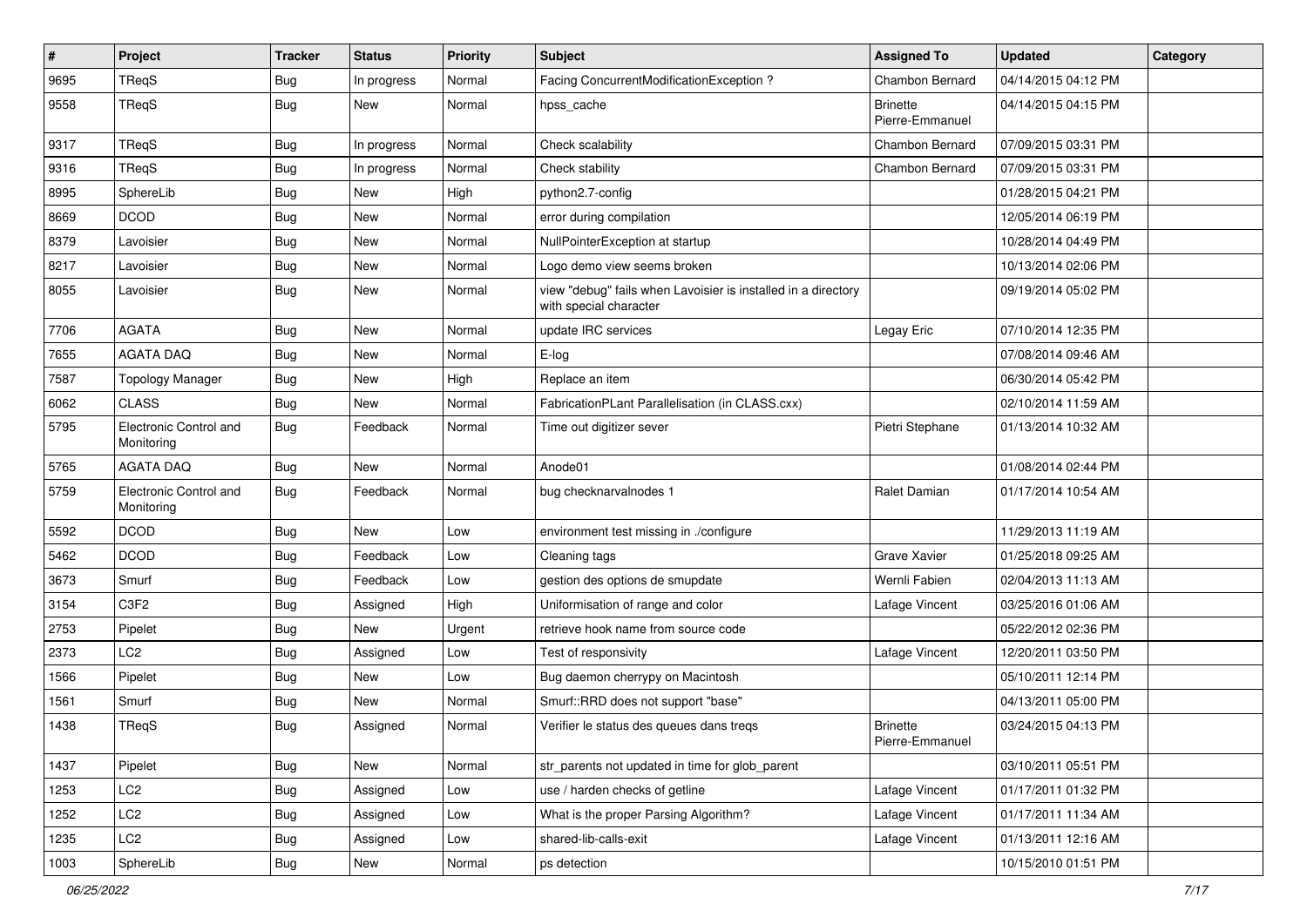| # | Project | Tracker | Status | Priority | Subject | Assigned To | Updated | Category |
|---|---|---|---|---|---|---|---|---|
| 9695 | TReqS | Bug | In progress | Normal | Facing ConcurrentModificationException ? | Chambon Bernard | 04/14/2015 04:12 PM | |
| 9558 | TReqS | Bug | New | Normal | hpss_cache | Brinette Pierre-Emmanuel | 04/14/2015 04:15 PM | |
| 9317 | TReqS | Bug | In progress | Normal | Check scalability | Chambon Bernard | 07/09/2015 03:31 PM | |
| 9316 | TReqS | Bug | In progress | Normal | Check stability | Chambon Bernard | 07/09/2015 03:31 PM | |
| 8995 | SphereLib | Bug | New | High | python2.7-config | | 01/28/2015 04:21 PM | |
| 8669 | DCOD | Bug | New | Normal | error during compilation | | 12/05/2014 06:19 PM | |
| 8379 | Lavoisier | Bug | New | Normal | NullPointerException at startup | | 10/28/2014 04:49 PM | |
| 8217 | Lavoisier | Bug | New | Normal | Logo demo view seems broken | | 10/13/2014 02:06 PM | |
| 8055 | Lavoisier | Bug | New | Normal | view "debug" fails when Lavoisier is installed in a directory with special character | | 09/19/2014 05:02 PM | |
| 7706 | AGATA | Bug | New | Normal | update IRC services | Legay Eric | 07/10/2014 12:35 PM | |
| 7655 | AGATA DAQ | Bug | New | Normal | E-log | | 07/08/2014 09:46 AM | |
| 7587 | Topology Manager | Bug | New | High | Replace an item | | 06/30/2014 05:42 PM | |
| 6062 | CLASS | Bug | New | Normal | FabricationPLant Parallelisation (in CLASS.cxx) | | 02/10/2014 11:59 AM | |
| 5795 | Electronic Control and Monitoring | Bug | Feedback | Normal | Time out digitizer sever | Pietri Stephane | 01/13/2014 10:32 AM | |
| 5765 | AGATA DAQ | Bug | New | Normal | Anode01 | | 01/08/2014 02:44 PM | |
| 5759 | Electronic Control and Monitoring | Bug | Feedback | Normal | bug checknarvalnodes 1 | Ralet Damian | 01/17/2014 10:54 AM | |
| 5592 | DCOD | Bug | New | Low | environment test missing in ./configure | | 11/29/2013 11:19 AM | |
| 5462 | DCOD | Bug | Feedback | Low | Cleaning tags | Grave Xavier | 01/25/2018 09:25 AM | |
| 3673 | Smurf | Bug | Feedback | Low | gestion des options de smupdate | Wernli Fabien | 02/04/2013 11:13 AM | |
| 3154 | C3F2 | Bug | Assigned | High | Uniformisation of range and color | Lafage Vincent | 03/25/2016 01:06 AM | |
| 2753 | Pipelet | Bug | New | Urgent | retrieve hook name from source code | | 05/22/2012 02:36 PM | |
| 2373 | LC2 | Bug | Assigned | Low | Test of responsivity | Lafage Vincent | 12/20/2011 03:50 PM | |
| 1566 | Pipelet | Bug | New | Low | Bug daemon cherrypy on Macintosh | | 05/10/2011 12:14 PM | |
| 1561 | Smurf | Bug | New | Normal | Smurf::RRD does not support "base" | | 04/13/2011 05:00 PM | |
| 1438 | TReqS | Bug | Assigned | Normal | Verifier le status des queues dans treqs | Brinette Pierre-Emmanuel | 03/24/2015 04:13 PM | |
| 1437 | Pipelet | Bug | New | Normal | str_parents not updated in time for glob_parent | | 03/10/2011 05:51 PM | |
| 1253 | LC2 | Bug | Assigned | Low | use / harden checks of getline | Lafage Vincent | 01/17/2011 01:32 PM | |
| 1252 | LC2 | Bug | Assigned | Low | What is the proper Parsing Algorithm? | Lafage Vincent | 01/17/2011 11:34 AM | |
| 1235 | LC2 | Bug | Assigned | Low | shared-lib-calls-exit | Lafage Vincent | 01/13/2011 12:16 AM | |
| 1003 | SphereLib | Bug | New | Normal | ps detection | | 10/15/2010 01:51 PM | |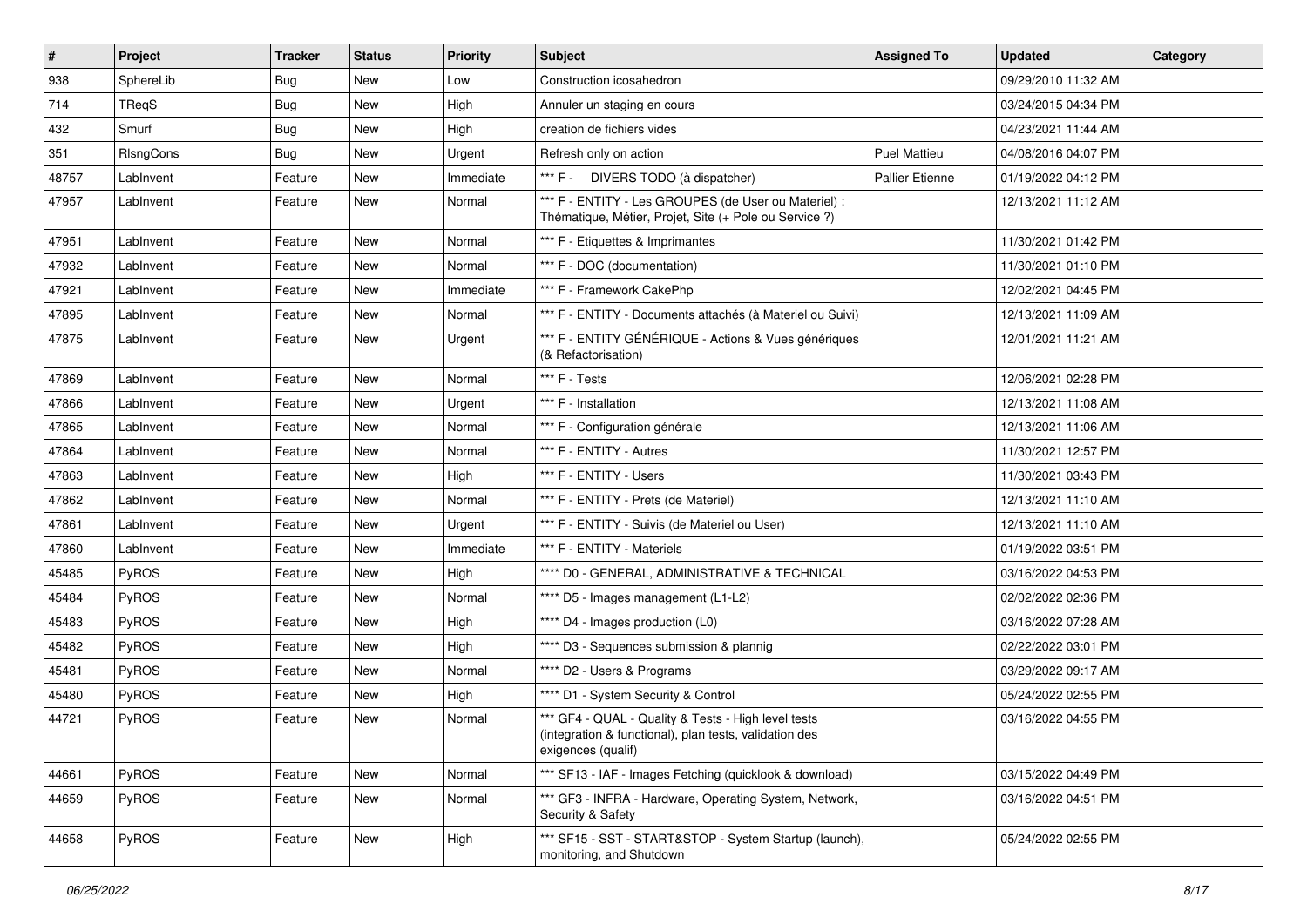| # | Project | Tracker | Status | Priority | Subject | Assigned To | Updated | Category |
|---|---|---|---|---|---|---|---|---|
| 938 | SphereLib | Bug | New | Low | Construction icosahedron | | 09/29/2010 11:32 AM | |
| 714 | TReqS | Bug | New | High | Annuler un staging en cours | | 03/24/2015 04:34 PM | |
| 432 | Smurf | Bug | New | High | creation de fichiers vides | | 04/23/2021 11:44 AM | |
| 351 | RlsngCons | Bug | New | Urgent | Refresh only on action | Puel Mattieu | 04/08/2016 04:07 PM | |
| 48757 | LabInvent | Feature | New | Immediate | *** F - DIVERS TODO (à dispatcher) | Pallier Etienne | 01/19/2022 04:12 PM | |
| 47957 | LabInvent | Feature | New | Normal | *** F - ENTITY - Les GROUPES (de User ou Materiel) : Thématique, Métier, Projet, Site (+ Pole ou Service ?) | | 12/13/2021 11:12 AM | |
| 47951 | LabInvent | Feature | New | Normal | *** F - Etiquettes & Imprimantes | | 11/30/2021 01:42 PM | |
| 47932 | LabInvent | Feature | New | Normal | *** F - DOC (documentation) | | 11/30/2021 01:10 PM | |
| 47921 | LabInvent | Feature | New | Immediate | *** F - Framework CakePhp | | 12/02/2021 04:45 PM | |
| 47895 | LabInvent | Feature | New | Normal | *** F - ENTITY - Documents attachés (à Materiel ou Suivi) | | 12/13/2021 11:09 AM | |
| 47875 | LabInvent | Feature | New | Urgent | *** F - ENTITY GÉNÉRIQUE - Actions & Vues génériques (& Refactorisation) | | 12/01/2021 11:21 AM | |
| 47869 | LabInvent | Feature | New | Normal | *** F - Tests | | 12/06/2021 02:28 PM | |
| 47866 | LabInvent | Feature | New | Urgent | *** F - Installation | | 12/13/2021 11:08 AM | |
| 47865 | LabInvent | Feature | New | Normal | *** F - Configuration générale | | 12/13/2021 11:06 AM | |
| 47864 | LabInvent | Feature | New | Normal | *** F - ENTITY - Autres | | 11/30/2021 12:57 PM | |
| 47863 | LabInvent | Feature | New | High | *** F - ENTITY - Users | | 11/30/2021 03:43 PM | |
| 47862 | LabInvent | Feature | New | Normal | *** F - ENTITY - Prets (de Materiel) | | 12/13/2021 11:10 AM | |
| 47861 | LabInvent | Feature | New | Urgent | *** F - ENTITY - Suivis (de Materiel ou User) | | 12/13/2021 11:10 AM | |
| 47860 | LabInvent | Feature | New | Immediate | *** F - ENTITY - Materiels | | 01/19/2022 03:51 PM | |
| 45485 | PyROS | Feature | New | High | **** D0 - GENERAL, ADMINISTRATIVE & TECHNICAL | | 03/16/2022 04:53 PM | |
| 45484 | PyROS | Feature | New | Normal | **** D5 - Images management (L1-L2) | | 02/02/2022 02:36 PM | |
| 45483 | PyROS | Feature | New | High | **** D4 - Images production (L0) | | 03/16/2022 07:28 AM | |
| 45482 | PyROS | Feature | New | High | **** D3 - Sequences submission & plannig | | 02/22/2022 03:01 PM | |
| 45481 | PyROS | Feature | New | Normal | **** D2 - Users & Programs | | 03/29/2022 09:17 AM | |
| 45480 | PyROS | Feature | New | High | **** D1 - System Security & Control | | 05/24/2022 02:55 PM | |
| 44721 | PyROS | Feature | New | Normal | *** GF4 - QUAL - Quality & Tests - High level tests (integration & functional), plan tests, validation des exigences (qualif) | | 03/16/2022 04:55 PM | |
| 44661 | PyROS | Feature | New | Normal | *** SF13 - IAF - Images Fetching (quicklook & download) | | 03/15/2022 04:49 PM | |
| 44659 | PyROS | Feature | New | Normal | *** GF3 - INFRA - Hardware, Operating System, Network, Security & Safety | | 03/16/2022 04:51 PM | |
| 44658 | PyROS | Feature | New | High | *** SF15 - SST - START&STOP - System Startup (launch), monitoring, and Shutdown | | 05/24/2022 02:55 PM | |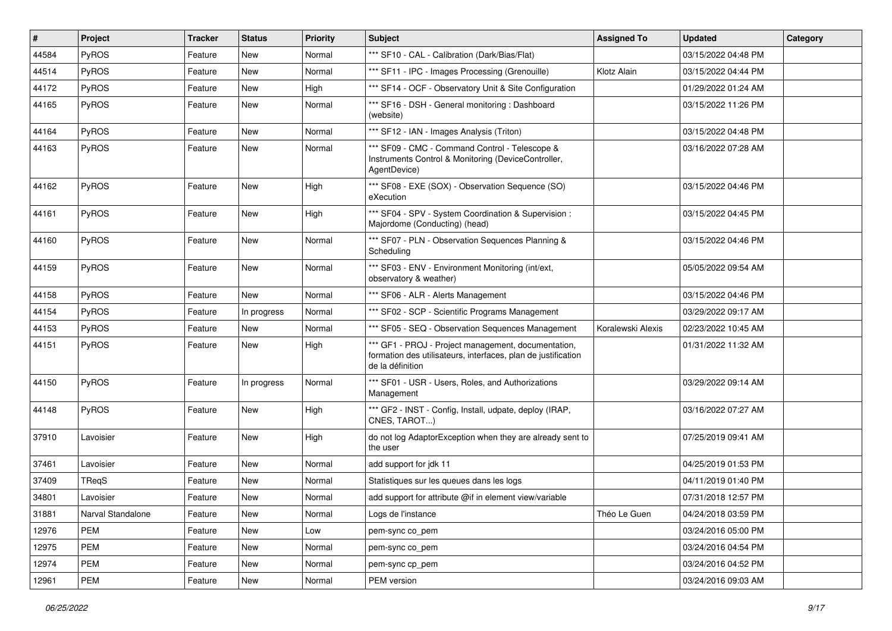| # | Project | Tracker | Status | Priority | Subject | Assigned To | Updated | Category |
|---|---|---|---|---|---|---|---|---|
| 44584 | PyROS | Feature | New | Normal | *** SF10 - CAL - Calibration (Dark/Bias/Flat) | | 03/15/2022 04:48 PM | |
| 44514 | PyROS | Feature | New | Normal | *** SF11 - IPC - Images Processing (Grenouille) | Klotz Alain | 03/15/2022 04:44 PM | |
| 44172 | PyROS | Feature | New | High | *** SF14 - OCF - Observatory Unit & Site Configuration | | 01/29/2022 01:24 AM | |
| 44165 | PyROS | Feature | New | Normal | *** SF16 - DSH - General monitoring : Dashboard (website) | | 03/15/2022 11:26 PM | |
| 44164 | PyROS | Feature | New | Normal | *** SF12 - IAN - Images Analysis (Triton) | | 03/15/2022 04:48 PM | |
| 44163 | PyROS | Feature | New | Normal | *** SF09 - CMC - Command Control - Telescope & Instruments Control & Monitoring (DeviceController, AgentDevice) | | 03/16/2022 07:28 AM | |
| 44162 | PyROS | Feature | New | High | *** SF08 - EXE (SOX) - Observation Sequence (SO) eXecution | | 03/15/2022 04:46 PM | |
| 44161 | PyROS | Feature | New | High | *** SF04 - SPV - System Coordination & Supervision : Majordome (Conducting) (head) | | 03/15/2022 04:45 PM | |
| 44160 | PyROS | Feature | New | Normal | *** SF07 - PLN - Observation Sequences Planning & Scheduling | | 03/15/2022 04:46 PM | |
| 44159 | PyROS | Feature | New | Normal | *** SF03 - ENV - Environment Monitoring (int/ext, observatory & weather) | | 05/05/2022 09:54 AM | |
| 44158 | PyROS | Feature | New | Normal | *** SF06 - ALR - Alerts Management | | 03/15/2022 04:46 PM | |
| 44154 | PyROS | Feature | In progress | Normal | *** SF02 - SCP - Scientific Programs Management | | 03/29/2022 09:17 AM | |
| 44153 | PyROS | Feature | New | Normal | *** SF05 - SEQ - Observation Sequences Management | Koralewski Alexis | 02/23/2022 10:45 AM | |
| 44151 | PyROS | Feature | New | High | *** GF1 - PROJ - Project management, documentation, formation des utilisateurs, interfaces, plan de justification de la définition | | 01/31/2022 11:32 AM | |
| 44150 | PyROS | Feature | In progress | Normal | *** SF01 - USR - Users, Roles, and Authorizations Management | | 03/29/2022 09:14 AM | |
| 44148 | PyROS | Feature | New | High | *** GF2 - INST - Config, Install, udpate, deploy (IRAP, CNES, TAROT...) | | 03/16/2022 07:27 AM | |
| 37910 | Lavoisier | Feature | New | High | do not log AdaptorException when they are already sent to the user | | 07/25/2019 09:41 AM | |
| 37461 | Lavoisier | Feature | New | Normal | add support for jdk 11 | | 04/25/2019 01:53 PM | |
| 37409 | TReqS | Feature | New | Normal | Statistiques sur les queues dans les logs | | 04/11/2019 01:40 PM | |
| 34801 | Lavoisier | Feature | New | Normal | add support for attribute @if in element view/variable | | 07/31/2018 12:57 PM | |
| 31881 | Narval Standalone | Feature | New | Normal | Logs de l'instance | Théo Le Guen | 04/24/2018 03:59 PM | |
| 12976 | PEM | Feature | New | Low | pem-sync co_pem | | 03/24/2016 05:00 PM | |
| 12975 | PEM | Feature | New | Normal | pem-sync co_pem | | 03/24/2016 04:54 PM | |
| 12974 | PEM | Feature | New | Normal | pem-sync cp_pem | | 03/24/2016 04:52 PM | |
| 12961 | PEM | Feature | New | Normal | PEM version | | 03/24/2016 09:03 AM | |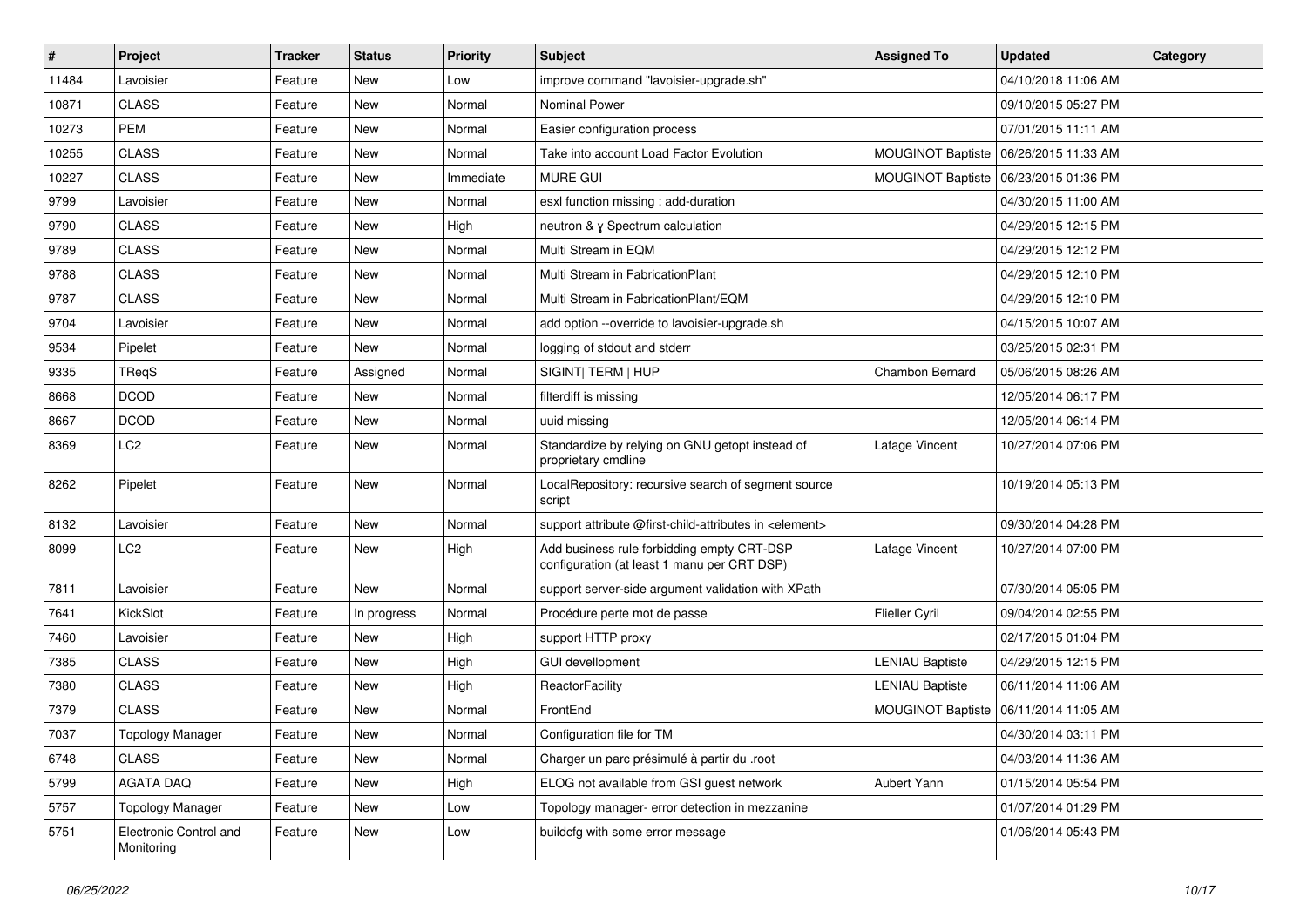| # | Project | Tracker | Status | Priority | Subject | Assigned To | Updated | Category |
|---|---|---|---|---|---|---|---|---|
| 11484 | Lavoisier | Feature | New | Low | improve command "lavoisier-upgrade.sh" | | 04/10/2018 11:06 AM | |
| 10871 | CLASS | Feature | New | Normal | Nominal Power | | 09/10/2015 05:27 PM | |
| 10273 | PEM | Feature | New | Normal | Easier configuration process | | 07/01/2015 11:11 AM | |
| 10255 | CLASS | Feature | New | Normal | Take into account Load Factor Evolution | MOUGINOT Baptiste | 06/26/2015 11:33 AM | |
| 10227 | CLASS | Feature | New | Immediate | MURE GUI | MOUGINOT Baptiste | 06/23/2015 01:36 PM | |
| 9799 | Lavoisier | Feature | New | Normal | esxl function missing : add-duration | | 04/30/2015 11:00 AM | |
| 9790 | CLASS | Feature | New | High | neutron & γ Spectrum calculation | | 04/29/2015 12:15 PM | |
| 9789 | CLASS | Feature | New | Normal | Multi Stream in EQM | | 04/29/2015 12:12 PM | |
| 9788 | CLASS | Feature | New | Normal | Multi Stream in FabricationPlant | | 04/29/2015 12:10 PM | |
| 9787 | CLASS | Feature | New | Normal | Multi Stream in FabricationPlant/EQM | | 04/29/2015 12:10 PM | |
| 9704 | Lavoisier | Feature | New | Normal | add option --override to lavoisier-upgrade.sh | | 04/15/2015 10:07 AM | |
| 9534 | Pipelet | Feature | New | Normal | logging of stdout and stderr | | 03/25/2015 02:31 PM | |
| 9335 | TReqS | Feature | Assigned | Normal | SIGINT\| TERM \| HUP | Chambon Bernard | 05/06/2015 08:26 AM | |
| 8668 | DCOD | Feature | New | Normal | filterdiff is missing | | 12/05/2014 06:17 PM | |
| 8667 | DCOD | Feature | New | Normal | uuid missing | | 12/05/2014 06:14 PM | |
| 8369 | LC2 | Feature | New | Normal | Standardize by relying on GNU getopt instead of proprietary cmdline | Lafage Vincent | 10/27/2014 07:06 PM | |
| 8262 | Pipelet | Feature | New | Normal | LocalRepository: recursive search of segment source script | | 10/19/2014 05:13 PM | |
| 8132 | Lavoisier | Feature | New | Normal | support attribute @first-child-attributes in <element> | | 09/30/2014 04:28 PM | |
| 8099 | LC2 | Feature | New | High | Add business rule forbidding empty CRT-DSP configuration (at least 1 manu per CRT DSP) | Lafage Vincent | 10/27/2014 07:00 PM | |
| 7811 | Lavoisier | Feature | New | Normal | support server-side argument validation with XPath | | 07/30/2014 05:05 PM | |
| 7641 | KickSlot | Feature | In progress | Normal | Procédure perte mot de passe | Flieller Cyril | 09/04/2014 02:55 PM | |
| 7460 | Lavoisier | Feature | New | High | support HTTP proxy | | 02/17/2015 01:04 PM | |
| 7385 | CLASS | Feature | New | High | GUI devellopment | LENIAU Baptiste | 04/29/2015 12:15 PM | |
| 7380 | CLASS | Feature | New | High | ReactorFacility | LENIAU Baptiste | 06/11/2014 11:06 AM | |
| 7379 | CLASS | Feature | New | Normal | FrontEnd | MOUGINOT Baptiste | 06/11/2014 11:05 AM | |
| 7037 | Topology Manager | Feature | New | Normal | Configuration file for TM | | 04/30/2014 03:11 PM | |
| 6748 | CLASS | Feature | New | Normal | Charger un parc présimulé à partir du .root | | 04/03/2014 11:36 AM | |
| 5799 | AGATA DAQ | Feature | New | High | ELOG not available from GSI guest network | Aubert Yann | 01/15/2014 05:54 PM | |
| 5757 | Topology Manager | Feature | New | Low | Topology manager- error detection in mezzanine | | 01/07/2014 01:29 PM | |
| 5751 | Electronic Control and Monitoring | Feature | New | Low | buildcfg with some error message | | 01/06/2014 05:43 PM | |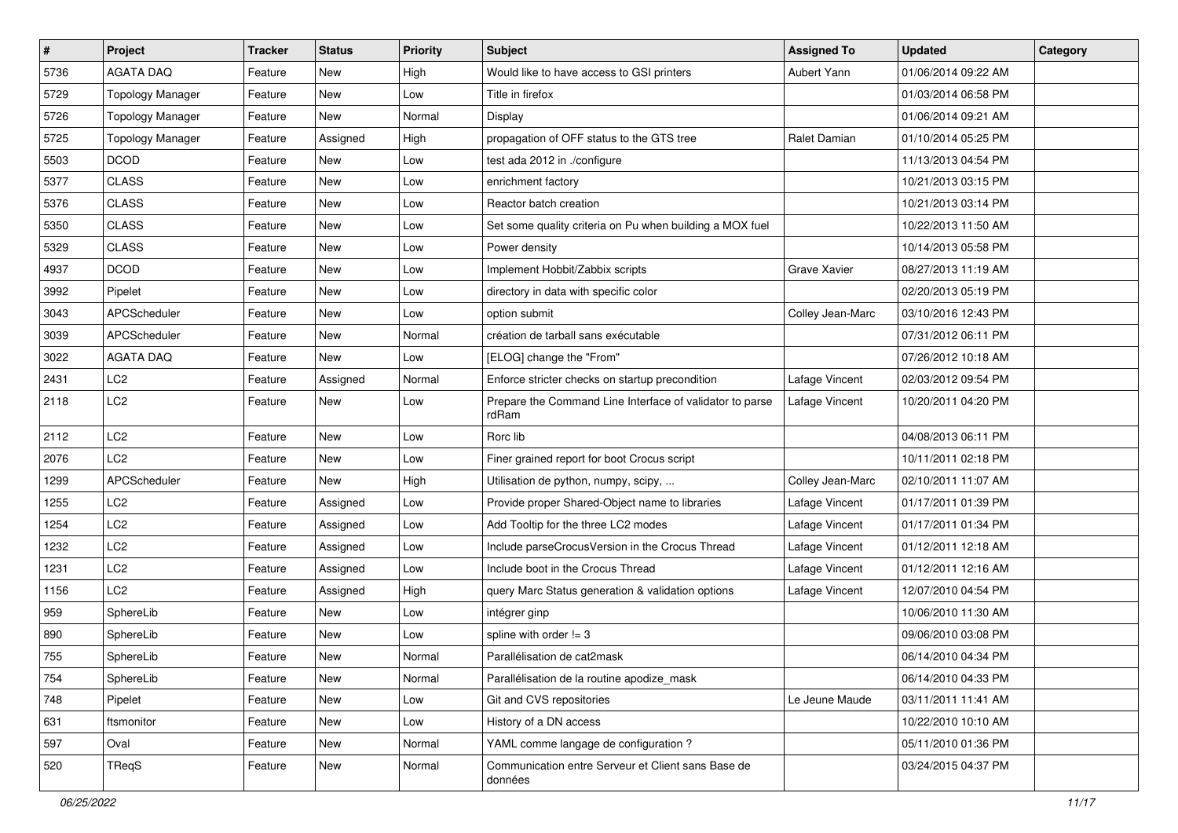| # | Project | Tracker | Status | Priority | Subject | Assigned To | Updated | Category |
|---|---|---|---|---|---|---|---|---|
| 5736 | AGATA DAQ | Feature | New | High | Would like to have access to GSI printers | Aubert Yann | 01/06/2014 09:22 AM | |
| 5729 | Topology Manager | Feature | New | Low | Title in firefox | | 01/03/2014 06:58 PM | |
| 5726 | Topology Manager | Feature | New | Normal | Display | | 01/06/2014 09:21 AM | |
| 5725 | Topology Manager | Feature | Assigned | High | propagation of OFF status to the GTS tree | Ralet Damian | 01/10/2014 05:25 PM | |
| 5503 | DCOD | Feature | New | Low | test ada 2012 in ./configure | | 11/13/2013 04:54 PM | |
| 5377 | CLASS | Feature | New | Low | enrichment factory | | 10/21/2013 03:15 PM | |
| 5376 | CLASS | Feature | New | Low | Reactor batch creation | | 10/21/2013 03:14 PM | |
| 5350 | CLASS | Feature | New | Low | Set some quality criteria on Pu when building a MOX fuel | | 10/22/2013 11:50 AM | |
| 5329 | CLASS | Feature | New | Low | Power density | | 10/14/2013 05:58 PM | |
| 4937 | DCOD | Feature | New | Low | Implement Hobbit/Zabbix scripts | Grave Xavier | 08/27/2013 11:19 AM | |
| 3992 | Pipelet | Feature | New | Low | directory in data with specific color | | 02/20/2013 05:19 PM | |
| 3043 | APCScheduler | Feature | New | Low | option submit | Colley Jean-Marc | 03/10/2016 12:43 PM | |
| 3039 | APCScheduler | Feature | New | Normal | création de tarball sans exécutable | | 07/31/2012 06:11 PM | |
| 3022 | AGATA DAQ | Feature | New | Low | [ELOG] change the "From" | | 07/26/2012 10:18 AM | |
| 2431 | LC2 | Feature | Assigned | Normal | Enforce stricter checks on startup precondition | Lafage Vincent | 02/03/2012 09:54 PM | |
| 2118 | LC2 | Feature | New | Low | Prepare the Command Line Interface of validator to parse rdRam | Lafage Vincent | 10/20/2011 04:20 PM | |
| 2112 | LC2 | Feature | New | Low | Rorc lib | | 04/08/2013 06:11 PM | |
| 2076 | LC2 | Feature | New | Low | Finer grained report for boot Crocus script | | 10/11/2011 02:18 PM | |
| 1299 | APCScheduler | Feature | New | High | Utilisation de python, numpy, scipy, ... | Colley Jean-Marc | 02/10/2011 11:07 AM | |
| 1255 | LC2 | Feature | Assigned | Low | Provide proper Shared-Object name to libraries | Lafage Vincent | 01/17/2011 01:39 PM | |
| 1254 | LC2 | Feature | Assigned | Low | Add Tooltip for the three LC2 modes | Lafage Vincent | 01/17/2011 01:34 PM | |
| 1232 | LC2 | Feature | Assigned | Low | Include parseCrocusVersion in the Crocus Thread | Lafage Vincent | 01/12/2011 12:18 AM | |
| 1231 | LC2 | Feature | Assigned | Low | Include boot in the Crocus Thread | Lafage Vincent | 01/12/2011 12:16 AM | |
| 1156 | LC2 | Feature | Assigned | High | query Marc Status generation & validation options | Lafage Vincent | 12/07/2010 04:54 PM | |
| 959 | SphereLib | Feature | New | Low | intégrer ginp | | 10/06/2010 11:30 AM | |
| 890 | SphereLib | Feature | New | Low | spline with order != 3 | | 09/06/2010 03:08 PM | |
| 755 | SphereLib | Feature | New | Normal | Parallélisation de cat2mask | | 06/14/2010 04:34 PM | |
| 754 | SphereLib | Feature | New | Normal | Parallélisation de la routine apodize_mask | | 06/14/2010 04:33 PM | |
| 748 | Pipelet | Feature | New | Low | Git and CVS repositories | Le Jeune Maude | 03/11/2011 11:41 AM | |
| 631 | ftsmonitor | Feature | New | Low | History of a DN access | | 10/22/2010 10:10 AM | |
| 597 | Oval | Feature | New | Normal | YAML comme langage de configuration ? | | 05/11/2010 01:36 PM | |
| 520 | TReqS | Feature | New | Normal | Communication entre Serveur et Client sans Base de données | | 03/24/2015 04:37 PM | |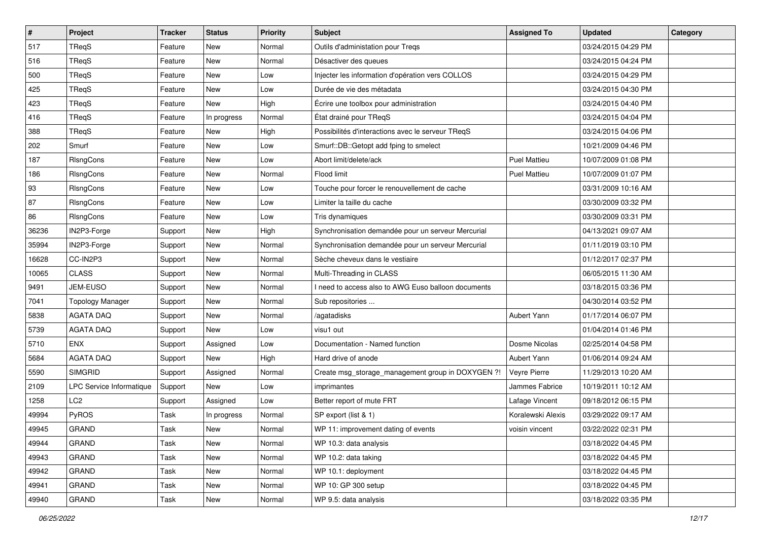| # | Project | Tracker | Status | Priority | Subject | Assigned To | Updated | Category |
|---|---|---|---|---|---|---|---|---|
| 517 | TReqS | Feature | New | Normal | Outils d'administation pour Treqs | | 03/24/2015 04:29 PM | |
| 516 | TReqS | Feature | New | Normal | Désactiver des queues | | 03/24/2015 04:24 PM | |
| 500 | TReqS | Feature | New | Low | Injecter les information d'opération vers COLLOS | | 03/24/2015 04:29 PM | |
| 425 | TReqS | Feature | New | Low | Durée de vie des métadata | | 03/24/2015 04:30 PM | |
| 423 | TReqS | Feature | New | High | Écrire une toolbox pour administration | | 03/24/2015 04:40 PM | |
| 416 | TReqS | Feature | In progress | Normal | État drainé pour TReqS | | 03/24/2015 04:04 PM | |
| 388 | TReqS | Feature | New | High | Possibilités d'interactions avec le serveur TReqS | | 03/24/2015 04:06 PM | |
| 202 | Smurf | Feature | New | Low | Smurf::DB::Getopt add fping to smelect | | 10/21/2009 04:46 PM | |
| 187 | RlsngCons | Feature | New | Low | Abort limit/delete/ack | Puel Mattieu | 10/07/2009 01:08 PM | |
| 186 | RlsngCons | Feature | New | Normal | Flood limit | Puel Mattieu | 10/07/2009 01:07 PM | |
| 93 | RlsngCons | Feature | New | Low | Touche pour forcer le renouvellement de cache | | 03/31/2009 10:16 AM | |
| 87 | RlsngCons | Feature | New | Low | Limiter la taille du cache | | 03/30/2009 03:32 PM | |
| 86 | RlsngCons | Feature | New | Low | Tris dynamiques | | 03/30/2009 03:31 PM | |
| 36236 | IN2P3-Forge | Support | New | High | Synchronisation demandée pour un serveur Mercurial | | 04/13/2021 09:07 AM | |
| 35994 | IN2P3-Forge | Support | New | Normal | Synchronisation demandée pour un serveur Mercurial | | 01/11/2019 03:10 PM | |
| 16628 | CC-IN2P3 | Support | New | Normal | Sèche cheveux dans le vestiaire | | 01/12/2017 02:37 PM | |
| 10065 | CLASS | Support | New | Normal | Multi-Threading in CLASS | | 06/05/2015 11:30 AM | |
| 9491 | JEM-EUSO | Support | New | Normal | I need to access also to AWG Euso balloon documents | | 03/18/2015 03:36 PM | |
| 7041 | Topology Manager | Support | New | Normal | Sub repositories ... | | 04/30/2014 03:52 PM | |
| 5838 | AGATA DAQ | Support | New | Normal | /agatadisks | Aubert Yann | 01/17/2014 06:07 PM | |
| 5739 | AGATA DAQ | Support | New | Low | visu1 out | | 01/04/2014 01:46 PM | |
| 5710 | ENX | Support | Assigned | Low | Documentation - Named function | Dosme Nicolas | 02/25/2014 04:58 PM | |
| 5684 | AGATA DAQ | Support | New | High | Hard drive of anode | Aubert Yann | 01/06/2014 09:24 AM | |
| 5590 | SIMGRID | Support | Assigned | Normal | Create msg_storage_management group in DOXYGEN ?! | Veyre Pierre | 11/29/2013 10:20 AM | |
| 2109 | LPC Service Informatique | Support | New | Low | imprimantes | Jammes Fabrice | 10/19/2011 10:12 AM | |
| 1258 | LC2 | Support | Assigned | Low | Better report of mute FRT | Lafage Vincent | 09/18/2012 06:15 PM | |
| 49994 | PyROS | Task | In progress | Normal | SP export (list & 1) | Koralewski Alexis | 03/29/2022 09:17 AM | |
| 49945 | GRAND | Task | New | Normal | WP 11: improvement dating of events | voisin vincent | 03/22/2022 02:31 PM | |
| 49944 | GRAND | Task | New | Normal | WP 10.3: data analysis | | 03/18/2022 04:45 PM | |
| 49943 | GRAND | Task | New | Normal | WP 10.2: data taking | | 03/18/2022 04:45 PM | |
| 49942 | GRAND | Task | New | Normal | WP 10.1: deployment | | 03/18/2022 04:45 PM | |
| 49941 | GRAND | Task | New | Normal | WP 10: GP 300 setup | | 03/18/2022 04:45 PM | |
| 49940 | GRAND | Task | New | Normal | WP 9.5: data analysis | | 03/18/2022 03:35 PM | |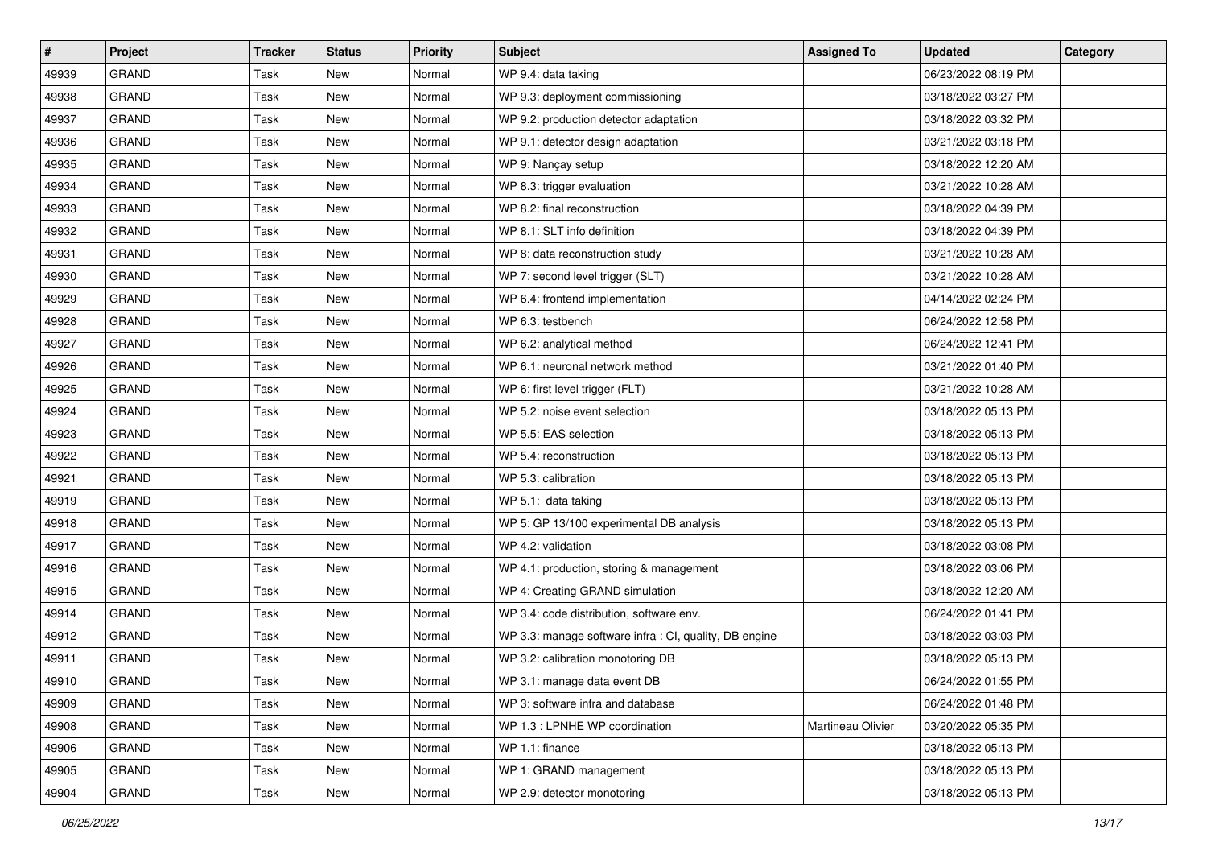| # | Project | Tracker | Status | Priority | Subject | Assigned To | Updated | Category |
|---|---|---|---|---|---|---|---|---|
| 49939 | GRAND | Task | New | Normal | WP 9.4: data taking | | 06/23/2022 08:19 PM | |
| 49938 | GRAND | Task | New | Normal | WP 9.3: deployment commissioning | | 03/18/2022 03:27 PM | |
| 49937 | GRAND | Task | New | Normal | WP 9.2: production detector adaptation | | 03/18/2022 03:32 PM | |
| 49936 | GRAND | Task | New | Normal | WP 9.1: detector design adaptation | | 03/21/2022 03:18 PM | |
| 49935 | GRAND | Task | New | Normal | WP 9: Nançay setup | | 03/18/2022 12:20 AM | |
| 49934 | GRAND | Task | New | Normal | WP 8.3: trigger evaluation | | 03/21/2022 10:28 AM | |
| 49933 | GRAND | Task | New | Normal | WP 8.2: final reconstruction | | 03/18/2022 04:39 PM | |
| 49932 | GRAND | Task | New | Normal | WP 8.1: SLT info definition | | 03/18/2022 04:39 PM | |
| 49931 | GRAND | Task | New | Normal | WP 8: data reconstruction study | | 03/21/2022 10:28 AM | |
| 49930 | GRAND | Task | New | Normal | WP 7: second level trigger (SLT) | | 03/21/2022 10:28 AM | |
| 49929 | GRAND | Task | New | Normal | WP 6.4: frontend implementation | | 04/14/2022 02:24 PM | |
| 49928 | GRAND | Task | New | Normal | WP 6.3: testbench | | 06/24/2022 12:58 PM | |
| 49927 | GRAND | Task | New | Normal | WP 6.2: analytical method | | 06/24/2022 12:41 PM | |
| 49926 | GRAND | Task | New | Normal | WP 6.1: neuronal network method | | 03/21/2022 01:40 PM | |
| 49925 | GRAND | Task | New | Normal | WP 6: first level trigger (FLT) | | 03/21/2022 10:28 AM | |
| 49924 | GRAND | Task | New | Normal | WP 5.2: noise event selection | | 03/18/2022 05:13 PM | |
| 49923 | GRAND | Task | New | Normal | WP 5.5: EAS selection | | 03/18/2022 05:13 PM | |
| 49922 | GRAND | Task | New | Normal | WP 5.4: reconstruction | | 03/18/2022 05:13 PM | |
| 49921 | GRAND | Task | New | Normal | WP 5.3: calibration | | 03/18/2022 05:13 PM | |
| 49919 | GRAND | Task | New | Normal | WP 5.1:  data taking | | 03/18/2022 05:13 PM | |
| 49918 | GRAND | Task | New | Normal | WP 5: GP 13/100 experimental DB analysis | | 03/18/2022 05:13 PM | |
| 49917 | GRAND | Task | New | Normal | WP 4.2: validation | | 03/18/2022 03:08 PM | |
| 49916 | GRAND | Task | New | Normal | WP 4.1: production, storing & management | | 03/18/2022 03:06 PM | |
| 49915 | GRAND | Task | New | Normal | WP 4: Creating GRAND simulation | | 03/18/2022 12:20 AM | |
| 49914 | GRAND | Task | New | Normal | WP 3.4: code distribution, software env. | | 06/24/2022 01:41 PM | |
| 49912 | GRAND | Task | New | Normal | WP 3.3: manage software infra : CI, quality, DB engine | | 03/18/2022 03:03 PM | |
| 49911 | GRAND | Task | New | Normal | WP 3.2: calibration monotoring DB | | 03/18/2022 05:13 PM | |
| 49910 | GRAND | Task | New | Normal | WP 3.1: manage data event DB | | 06/24/2022 01:55 PM | |
| 49909 | GRAND | Task | New | Normal | WP 3: software infra and database | | 06/24/2022 01:48 PM | |
| 49908 | GRAND | Task | New | Normal | WP 1.3 : LPNHE WP coordination | Martineau Olivier | 03/20/2022 05:35 PM | |
| 49906 | GRAND | Task | New | Normal | WP 1.1: finance | | 03/18/2022 05:13 PM | |
| 49905 | GRAND | Task | New | Normal | WP 1: GRAND management | | 03/18/2022 05:13 PM | |
| 49904 | GRAND | Task | New | Normal | WP 2.9: detector monotoring | | 03/18/2022 05:13 PM | |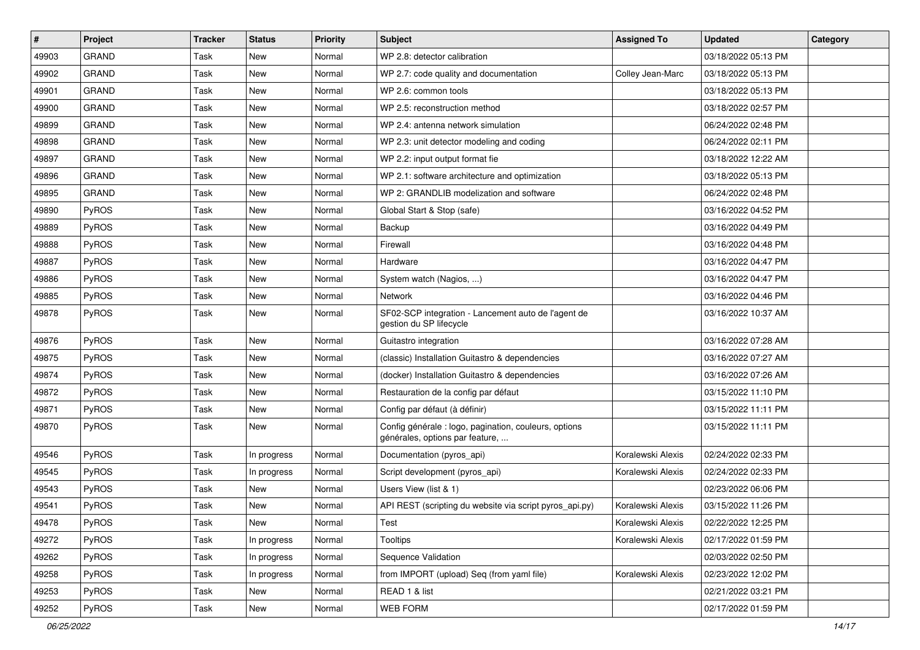| # | Project | Tracker | Status | Priority | Subject | Assigned To | Updated | Category |
|---|---|---|---|---|---|---|---|---|
| 49903 | GRAND | Task | New | Normal | WP 2.8: detector calibration | | 03/18/2022 05:13 PM | |
| 49902 | GRAND | Task | New | Normal | WP 2.7: code quality and documentation | Colley Jean-Marc | 03/18/2022 05:13 PM | |
| 49901 | GRAND | Task | New | Normal | WP 2.6: common tools | | 03/18/2022 05:13 PM | |
| 49900 | GRAND | Task | New | Normal | WP 2.5: reconstruction method | | 03/18/2022 02:57 PM | |
| 49899 | GRAND | Task | New | Normal | WP 2.4: antenna network simulation | | 06/24/2022 02:48 PM | |
| 49898 | GRAND | Task | New | Normal | WP 2.3: unit detector modeling and coding | | 06/24/2022 02:11 PM | |
| 49897 | GRAND | Task | New | Normal | WP 2.2: input output format fie | | 03/18/2022 12:22 AM | |
| 49896 | GRAND | Task | New | Normal | WP 2.1: software architecture and optimization | | 03/18/2022 05:13 PM | |
| 49895 | GRAND | Task | New | Normal | WP 2: GRANDLIB modelization and software | | 06/24/2022 02:48 PM | |
| 49890 | PyROS | Task | New | Normal | Global Start & Stop (safe) | | 03/16/2022 04:52 PM | |
| 49889 | PyROS | Task | New | Normal | Backup | | 03/16/2022 04:49 PM | |
| 49888 | PyROS | Task | New | Normal | Firewall | | 03/16/2022 04:48 PM | |
| 49887 | PyROS | Task | New | Normal | Hardware | | 03/16/2022 04:47 PM | |
| 49886 | PyROS | Task | New | Normal | System watch (Nagios, ...) | | 03/16/2022 04:47 PM | |
| 49885 | PyROS | Task | New | Normal | Network | | 03/16/2022 04:46 PM | |
| 49878 | PyROS | Task | New | Normal | SF02-SCP integration - Lancement auto de l'agent de gestion du SP lifecycle | | 03/16/2022 10:37 AM | |
| 49876 | PyROS | Task | New | Normal | Guitastro integration | | 03/16/2022 07:28 AM | |
| 49875 | PyROS | Task | New | Normal | (classic) Installation Guitastro & dependencies | | 03/16/2022 07:27 AM | |
| 49874 | PyROS | Task | New | Normal | (docker) Installation Guitastro & dependencies | | 03/16/2022 07:26 AM | |
| 49872 | PyROS | Task | New | Normal | Restauration de la config par défaut | | 03/15/2022 11:10 PM | |
| 49871 | PyROS | Task | New | Normal | Config par défaut (à définir) | | 03/15/2022 11:11 PM | |
| 49870 | PyROS | Task | New | Normal | Config générale : logo, pagination, couleurs, options générales, options par feature, ... | | 03/15/2022 11:11 PM | |
| 49546 | PyROS | Task | In progress | Normal | Documentation (pyros_api) | Koralewski Alexis | 02/24/2022 02:33 PM | |
| 49545 | PyROS | Task | In progress | Normal | Script development (pyros_api) | Koralewski Alexis | 02/24/2022 02:33 PM | |
| 49543 | PyROS | Task | New | Normal | Users View (list & 1) | | 02/23/2022 06:06 PM | |
| 49541 | PyROS | Task | New | Normal | API REST (scripting du website via script pyros_api.py) | Koralewski Alexis | 03/15/2022 11:26 PM | |
| 49478 | PyROS | Task | New | Normal | Test | Koralewski Alexis | 02/22/2022 12:25 PM | |
| 49272 | PyROS | Task | In progress | Normal | Tooltips | Koralewski Alexis | 02/17/2022 01:59 PM | |
| 49262 | PyROS | Task | In progress | Normal | Sequence Validation | | 02/03/2022 02:50 PM | |
| 49258 | PyROS | Task | In progress | Normal | from IMPORT (upload) Seq (from yaml file) | Koralewski Alexis | 02/23/2022 12:02 PM | |
| 49253 | PyROS | Task | New | Normal | READ 1 & list | | 02/21/2022 03:21 PM | |
| 49252 | PyROS | Task | New | Normal | WEB FORM | | 02/17/2022 01:59 PM | |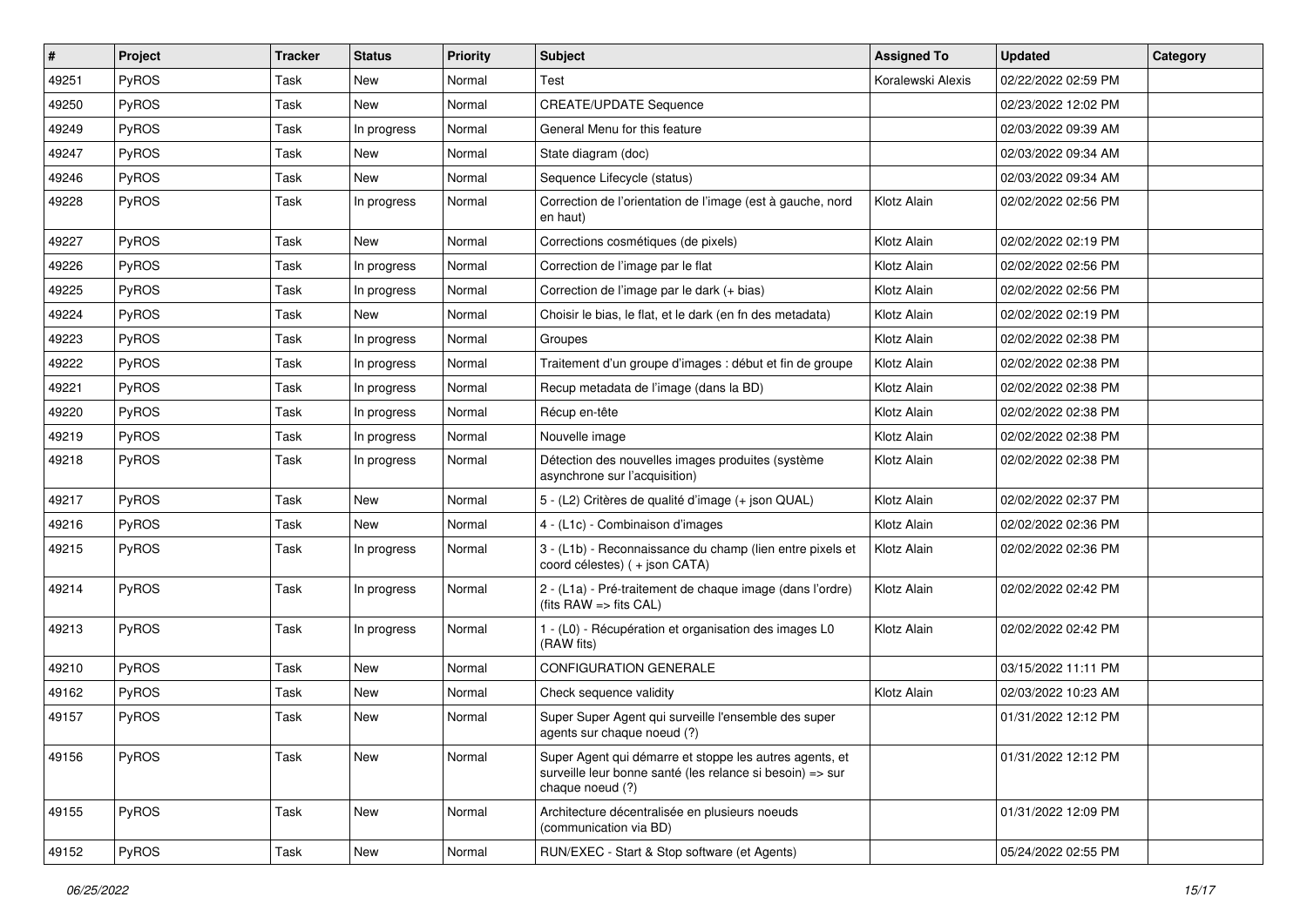| # | Project | Tracker | Status | Priority | Subject | Assigned To | Updated | Category |
|---|---|---|---|---|---|---|---|---|
| 49251 | PyROS | Task | New | Normal | Test | Koralewski Alexis | 02/22/2022 02:59 PM | |
| 49250 | PyROS | Task | New | Normal | CREATE/UPDATE Sequence | | 02/23/2022 12:02 PM | |
| 49249 | PyROS | Task | In progress | Normal | General Menu for this feature | | 02/03/2022 09:39 AM | |
| 49247 | PyROS | Task | New | Normal | State diagram (doc) | | 02/03/2022 09:34 AM | |
| 49246 | PyROS | Task | New | Normal | Sequence Lifecycle (status) | | 02/03/2022 09:34 AM | |
| 49228 | PyROS | Task | In progress | Normal | Correction de l'orientation de l'image (est à gauche, nord en haut) | Klotz Alain | 02/02/2022 02:56 PM | |
| 49227 | PyROS | Task | New | Normal | Corrections cosmétiques (de pixels) | Klotz Alain | 02/02/2022 02:19 PM | |
| 49226 | PyROS | Task | In progress | Normal | Correction de l'image par le flat | Klotz Alain | 02/02/2022 02:56 PM | |
| 49225 | PyROS | Task | In progress | Normal | Correction de l'image par le dark (+ bias) | Klotz Alain | 02/02/2022 02:56 PM | |
| 49224 | PyROS | Task | New | Normal | Choisir le bias, le flat, et le dark (en fn des metadata) | Klotz Alain | 02/02/2022 02:19 PM | |
| 49223 | PyROS | Task | In progress | Normal | Groupes | Klotz Alain | 02/02/2022 02:38 PM | |
| 49222 | PyROS | Task | In progress | Normal | Traitement d'un groupe d'images : début et fin de groupe | Klotz Alain | 02/02/2022 02:38 PM | |
| 49221 | PyROS | Task | In progress | Normal | Recup metadata de l'image (dans la BD) | Klotz Alain | 02/02/2022 02:38 PM | |
| 49220 | PyROS | Task | In progress | Normal | Récup en-tête | Klotz Alain | 02/02/2022 02:38 PM | |
| 49219 | PyROS | Task | In progress | Normal | Nouvelle image | Klotz Alain | 02/02/2022 02:38 PM | |
| 49218 | PyROS | Task | In progress | Normal | Détection des nouvelles images produites (système asynchrone sur l'acquisition) | Klotz Alain | 02/02/2022 02:38 PM | |
| 49217 | PyROS | Task | New | Normal | 5 - (L2) Critères de qualité d'image (+ json QUAL) | Klotz Alain | 02/02/2022 02:37 PM | |
| 49216 | PyROS | Task | New | Normal | 4 - (L1c) - Combinaison d'images | Klotz Alain | 02/02/2022 02:36 PM | |
| 49215 | PyROS | Task | In progress | Normal | 3 - (L1b) - Reconnaissance du champ (lien entre pixels et coord célestes) ( + json CATA) | Klotz Alain | 02/02/2022 02:36 PM | |
| 49214 | PyROS | Task | In progress | Normal | 2 - (L1a) - Pré-traitement de chaque image (dans l'ordre) (fits RAW => fits CAL) | Klotz Alain | 02/02/2022 02:42 PM | |
| 49213 | PyROS | Task | In progress | Normal | 1 - (L0) - Récupération et organisation des images L0 (RAW fits) | Klotz Alain | 02/02/2022 02:42 PM | |
| 49210 | PyROS | Task | New | Normal | CONFIGURATION GENERALE | | 03/15/2022 11:11 PM | |
| 49162 | PyROS | Task | New | Normal | Check sequence validity | Klotz Alain | 02/03/2022 10:23 AM | |
| 49157 | PyROS | Task | New | Normal | Super Super Agent qui surveille l'ensemble des super agents sur chaque noeud (?) | | 01/31/2022 12:12 PM | |
| 49156 | PyROS | Task | New | Normal | Super Agent qui démarre et stoppe les autres agents, et surveille leur bonne santé (les relance si besoin) => sur chaque noeud (?) | | 01/31/2022 12:12 PM | |
| 49155 | PyROS | Task | New | Normal | Architecture décentralisée en plusieurs noeuds (communication via BD) | | 01/31/2022 12:09 PM | |
| 49152 | PyROS | Task | New | Normal | RUN/EXEC - Start & Stop software (et Agents) | | 05/24/2022 02:55 PM | |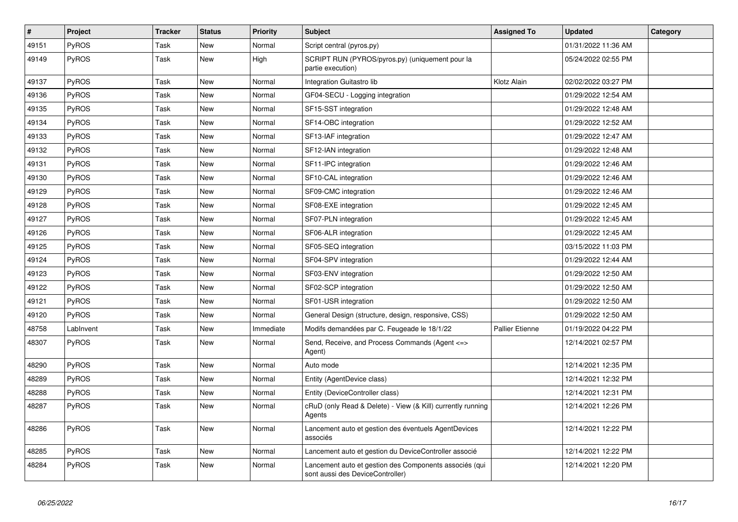| # | Project | Tracker | Status | Priority | Subject | Assigned To | Updated | Category |
|---|---|---|---|---|---|---|---|---|
| 49151 | PyROS | Task | New | Normal | Script central (pyros.py) | | 01/31/2022 11:36 AM | |
| 49149 | PyROS | Task | New | High | SCRIPT RUN (PYROS/pyros.py) (uniquement pour la partie execution) | | 05/24/2022 02:55 PM | |
| 49137 | PyROS | Task | New | Normal | Integration Guitastro lib | Klotz Alain | 02/02/2022 03:27 PM | |
| 49136 | PyROS | Task | New | Normal | GF04-SECU - Logging integration | | 01/29/2022 12:54 AM | |
| 49135 | PyROS | Task | New | Normal | SF15-SST integration | | 01/29/2022 12:48 AM | |
| 49134 | PyROS | Task | New | Normal | SF14-OBC integration | | 01/29/2022 12:52 AM | |
| 49133 | PyROS | Task | New | Normal | SF13-IAF integration | | 01/29/2022 12:47 AM | |
| 49132 | PyROS | Task | New | Normal | SF12-IAN integration | | 01/29/2022 12:48 AM | |
| 49131 | PyROS | Task | New | Normal | SF11-IPC integration | | 01/29/2022 12:46 AM | |
| 49130 | PyROS | Task | New | Normal | SF10-CAL integration | | 01/29/2022 12:46 AM | |
| 49129 | PyROS | Task | New | Normal | SF09-CMC integration | | 01/29/2022 12:46 AM | |
| 49128 | PyROS | Task | New | Normal | SF08-EXE integration | | 01/29/2022 12:45 AM | |
| 49127 | PyROS | Task | New | Normal | SF07-PLN integration | | 01/29/2022 12:45 AM | |
| 49126 | PyROS | Task | New | Normal | SF06-ALR integration | | 01/29/2022 12:45 AM | |
| 49125 | PyROS | Task | New | Normal | SF05-SEQ integration | | 03/15/2022 11:03 PM | |
| 49124 | PyROS | Task | New | Normal | SF04-SPV integration | | 01/29/2022 12:44 AM | |
| 49123 | PyROS | Task | New | Normal | SF03-ENV integration | | 01/29/2022 12:50 AM | |
| 49122 | PyROS | Task | New | Normal | SF02-SCP integration | | 01/29/2022 12:50 AM | |
| 49121 | PyROS | Task | New | Normal | SF01-USR integration | | 01/29/2022 12:50 AM | |
| 49120 | PyROS | Task | New | Normal | General Design (structure, design, responsive, CSS) | | 01/29/2022 12:50 AM | |
| 48758 | LabInvent | Task | New | Immediate | Modifs demandées par C. Feugeade le 18/1/22 | Pallier Etienne | 01/19/2022 04:22 PM | |
| 48307 | PyROS | Task | New | Normal | Send, Receive, and Process Commands (Agent <=> Agent) | | 12/14/2021 02:57 PM | |
| 48290 | PyROS | Task | New | Normal | Auto mode | | 12/14/2021 12:35 PM | |
| 48289 | PyROS | Task | New | Normal | Entity (AgentDevice class) | | 12/14/2021 12:32 PM | |
| 48288 | PyROS | Task | New | Normal | Entity (DeviceController class) | | 12/14/2021 12:31 PM | |
| 48287 | PyROS | Task | New | Normal | cRuD (only Read & Delete) - View (& Kill) currently running Agents | | 12/14/2021 12:26 PM | |
| 48286 | PyROS | Task | New | Normal | Lancement auto et gestion des éventuels AgentDevices associés | | 12/14/2021 12:22 PM | |
| 48285 | PyROS | Task | New | Normal | Lancement auto et gestion du DeviceController associé | | 12/14/2021 12:22 PM | |
| 48284 | PyROS | Task | New | Normal | Lancement auto et gestion des Components associés (qui sont aussi des DeviceController) | | 12/14/2021 12:20 PM | |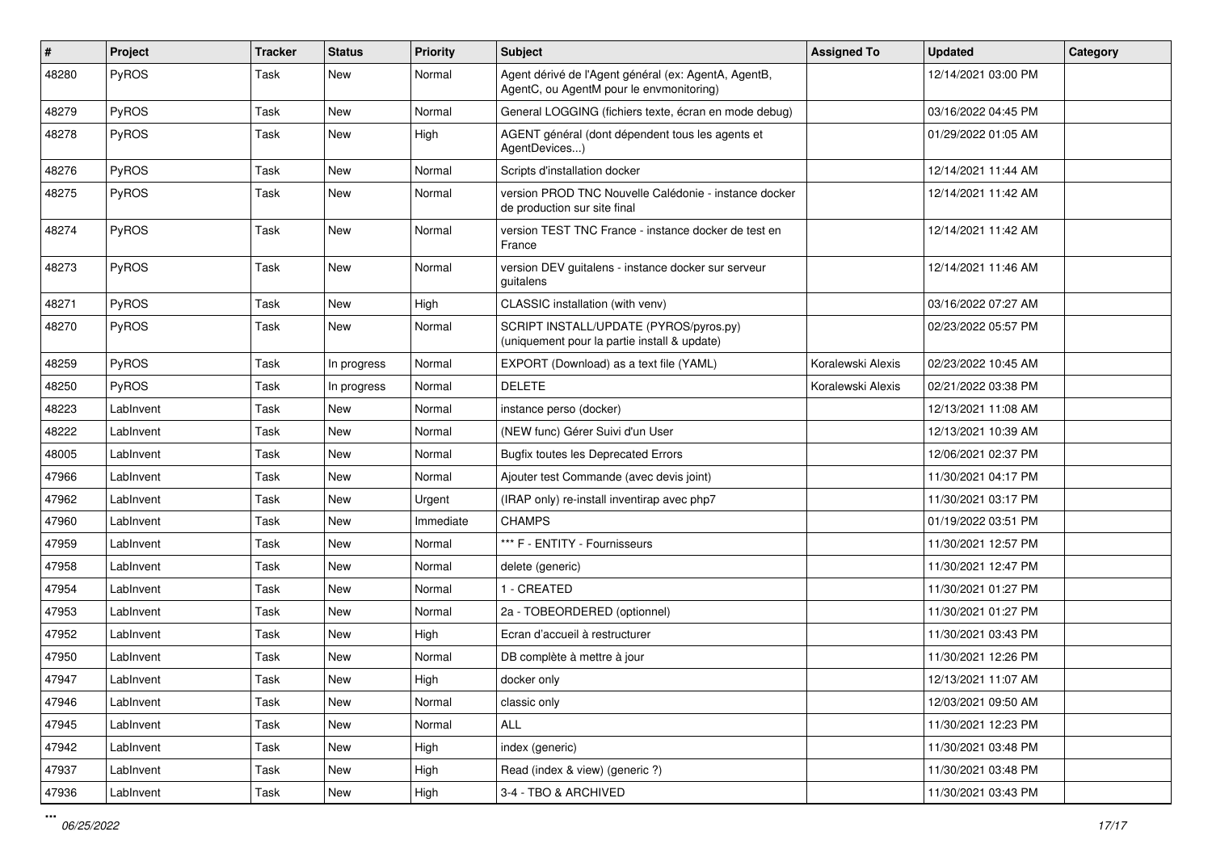| # | Project | Tracker | Status | Priority | Subject | Assigned To | Updated | Category |
|---|---|---|---|---|---|---|---|---|
| 48280 | PyROS | Task | New | Normal | Agent dérivé de l'Agent général (ex: AgentA, AgentB, AgentC, ou AgentM pour le envmonitoring) | | 12/14/2021 03:00 PM | |
| 48279 | PyROS | Task | New | Normal | General LOGGING (fichiers texte, écran en mode debug) | | 03/16/2022 04:45 PM | |
| 48278 | PyROS | Task | New | High | AGENT général (dont dépendent tous les agents et AgentDevices...) | | 01/29/2022 01:05 AM | |
| 48276 | PyROS | Task | New | Normal | Scripts d'installation docker | | 12/14/2021 11:44 AM | |
| 48275 | PyROS | Task | New | Normal | version PROD TNC Nouvelle Calédonie - instance docker de production sur site final | | 12/14/2021 11:42 AM | |
| 48274 | PyROS | Task | New | Normal | version TEST TNC France - instance docker de test en France | | 12/14/2021 11:42 AM | |
| 48273 | PyROS | Task | New | Normal | version DEV guitalens - instance docker sur serveur guitalens | | 12/14/2021 11:46 AM | |
| 48271 | PyROS | Task | New | High | CLASSIC installation (with venv) | | 03/16/2022 07:27 AM | |
| 48270 | PyROS | Task | New | Normal | SCRIPT INSTALL/UPDATE (PYROS/pyros.py) (uniquement pour la partie install & update) | | 02/23/2022 05:57 PM | |
| 48259 | PyROS | Task | In progress | Normal | EXPORT (Download) as a text file (YAML) | Koralewski Alexis | 02/23/2022 10:45 AM | |
| 48250 | PyROS | Task | In progress | Normal | DELETE | Koralewski Alexis | 02/21/2022 03:38 PM | |
| 48223 | LabInvent | Task | New | Normal | instance perso (docker) | | 12/13/2021 11:08 AM | |
| 48222 | LabInvent | Task | New | Normal | (NEW func) Gérer Suivi d'un User | | 12/13/2021 10:39 AM | |
| 48005 | LabInvent | Task | New | Normal | Bugfix toutes les Deprecated Errors | | 12/06/2021 02:37 PM | |
| 47966 | LabInvent | Task | New | Normal | Ajouter test Commande (avec devis joint) | | 11/30/2021 04:17 PM | |
| 47962 | LabInvent | Task | New | Urgent | (IRAP only) re-install inventirap avec php7 | | 11/30/2021 03:17 PM | |
| 47960 | LabInvent | Task | New | Immediate | CHAMPS | | 01/19/2022 03:51 PM | |
| 47959 | LabInvent | Task | New | Normal | *** F - ENTITY - Fournisseurs | | 11/30/2021 12:57 PM | |
| 47958 | LabInvent | Task | New | Normal | delete (generic) | | 11/30/2021 12:47 PM | |
| 47954 | LabInvent | Task | New | Normal | 1 - CREATED | | 11/30/2021 01:27 PM | |
| 47953 | LabInvent | Task | New | Normal | 2a - TOBEORDERED (optionnel) | | 11/30/2021 01:27 PM | |
| 47952 | LabInvent | Task | New | High | Ecran d'accueil à restructurer | | 11/30/2021 03:43 PM | |
| 47950 | LabInvent | Task | New | Normal | DB complète à mettre à jour | | 11/30/2021 12:26 PM | |
| 47947 | LabInvent | Task | New | High | docker only | | 12/13/2021 11:07 AM | |
| 47946 | LabInvent | Task | New | Normal | classic only | | 12/03/2021 09:50 AM | |
| 47945 | LabInvent | Task | New | Normal | ALL | | 11/30/2021 12:23 PM | |
| 47942 | LabInvent | Task | New | High | index (generic) | | 11/30/2021 03:48 PM | |
| 47937 | LabInvent | Task | New | High | Read (index & view) (generic ?) | | 11/30/2021 03:48 PM | |
| 47936 | LabInvent | Task | New | High | 3-4 - TBO & ARCHIVED | | 11/30/2021 03:43 PM | |

...